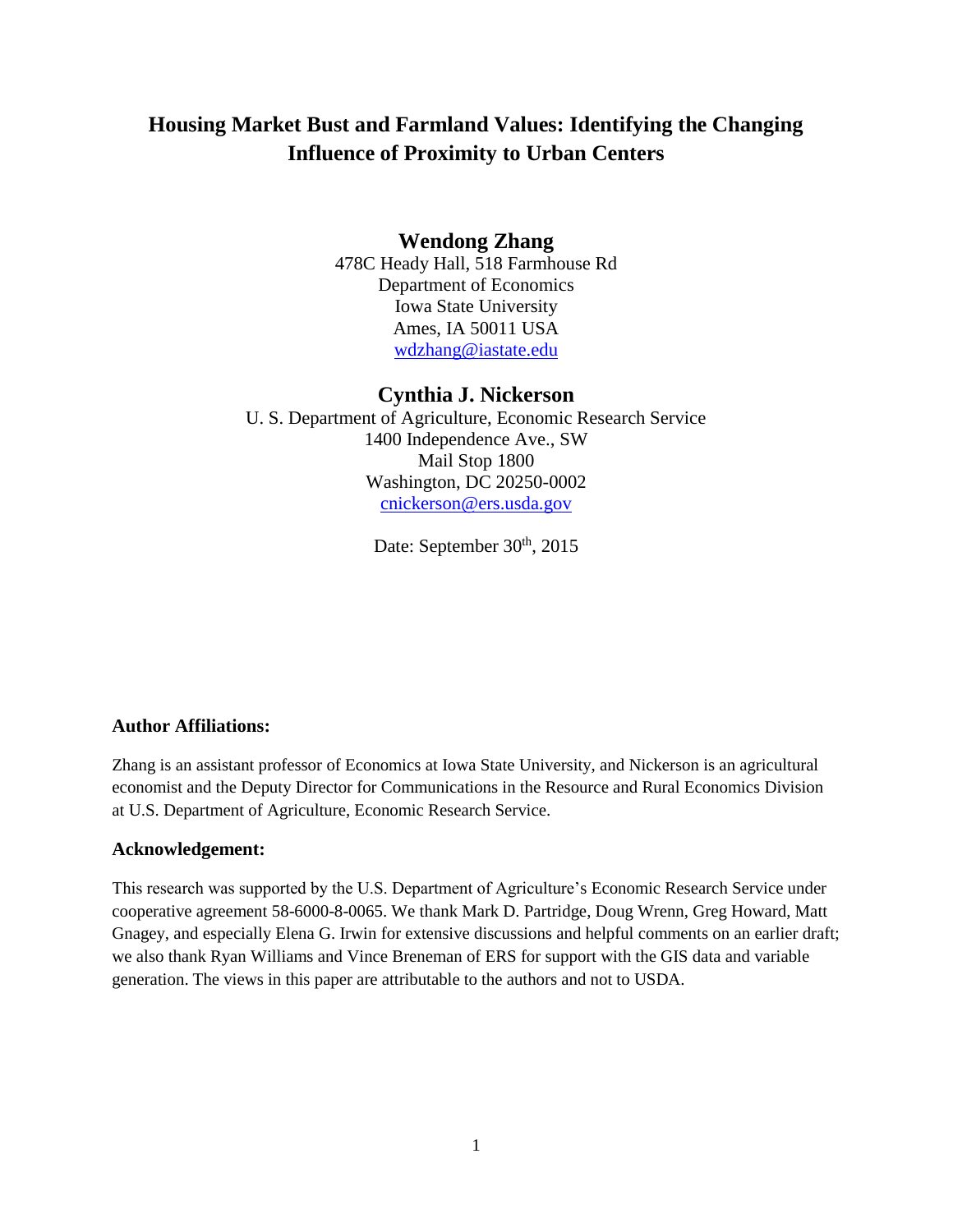# Housing Market Bust and Farmland Values: Identifying the Changing Influence of Proximity to Urban Centers

**Wendong Zhang**

478C Heady Hall, 518 Farmhouse Rd
Department of Economics
Iowa State University
Ames, IA 50011 USA
wdzhang@iastate.edu

**Cynthia J. Nickerson**

U. S. Department of Agriculture, Economic Research Service
1400 Independence Ave., SW
Mail Stop 1800
Washington, DC 20250-0002
cnickerson@ers.usda.gov

Date: September 30th, 2015

**Author Affiliations:**

Zhang is an assistant professor of Economics at Iowa State University, and Nickerson is an agricultural economist and the Deputy Director for Communications in the Resource and Rural Economics Division at U.S. Department of Agriculture, Economic Research Service.

**Acknowledgement:**

This research was supported by the U.S. Department of Agriculture's Economic Research Service under cooperative agreement 58-6000-8-0065. We thank Mark D. Partridge, Doug Wrenn, Greg Howard, Matt Gnagey, and especially Elena G. Irwin for extensive discussions and helpful comments on an earlier draft; we also thank Ryan Williams and Vince Breneman of ERS for support with the GIS data and variable generation. The views in this paper are attributable to the authors and not to USDA.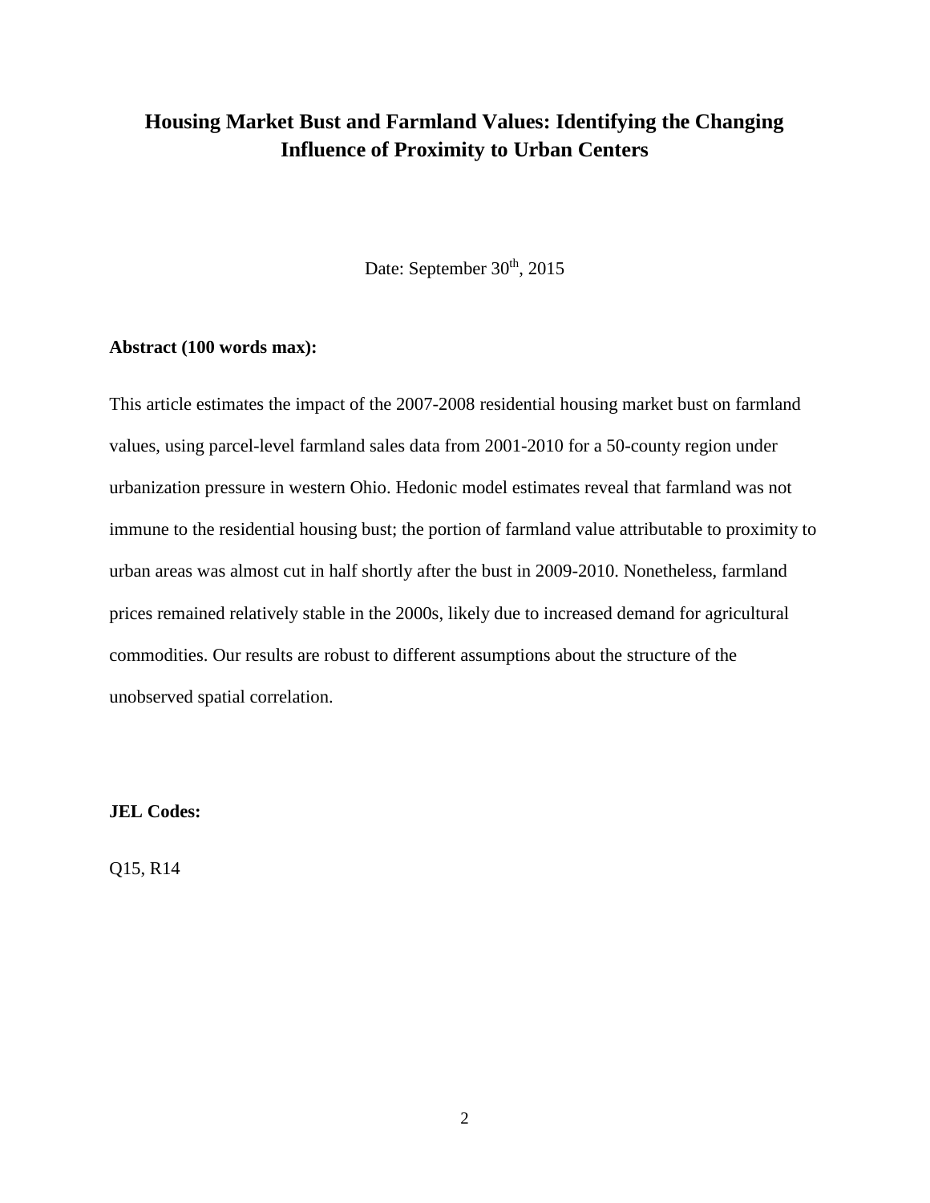# Housing Market Bust and Farmland Values: Identifying the Changing Influence of Proximity to Urban Centers

Date: September 30th, 2015

**Abstract (100 words max):**

This article estimates the impact of the 2007-2008 residential housing market bust on farmland values, using parcel-level farmland sales data from 2001-2010 for a 50-county region under urbanization pressure in western Ohio. Hedonic model estimates reveal that farmland was not immune to the residential housing bust; the portion of farmland value attributable to proximity to urban areas was almost cut in half shortly after the bust in 2009-2010. Nonetheless, farmland prices remained relatively stable in the 2000s, likely due to increased demand for agricultural commodities. Our results are robust to different assumptions about the structure of the unobserved spatial correlation.

**JEL Codes:**

Q15, R14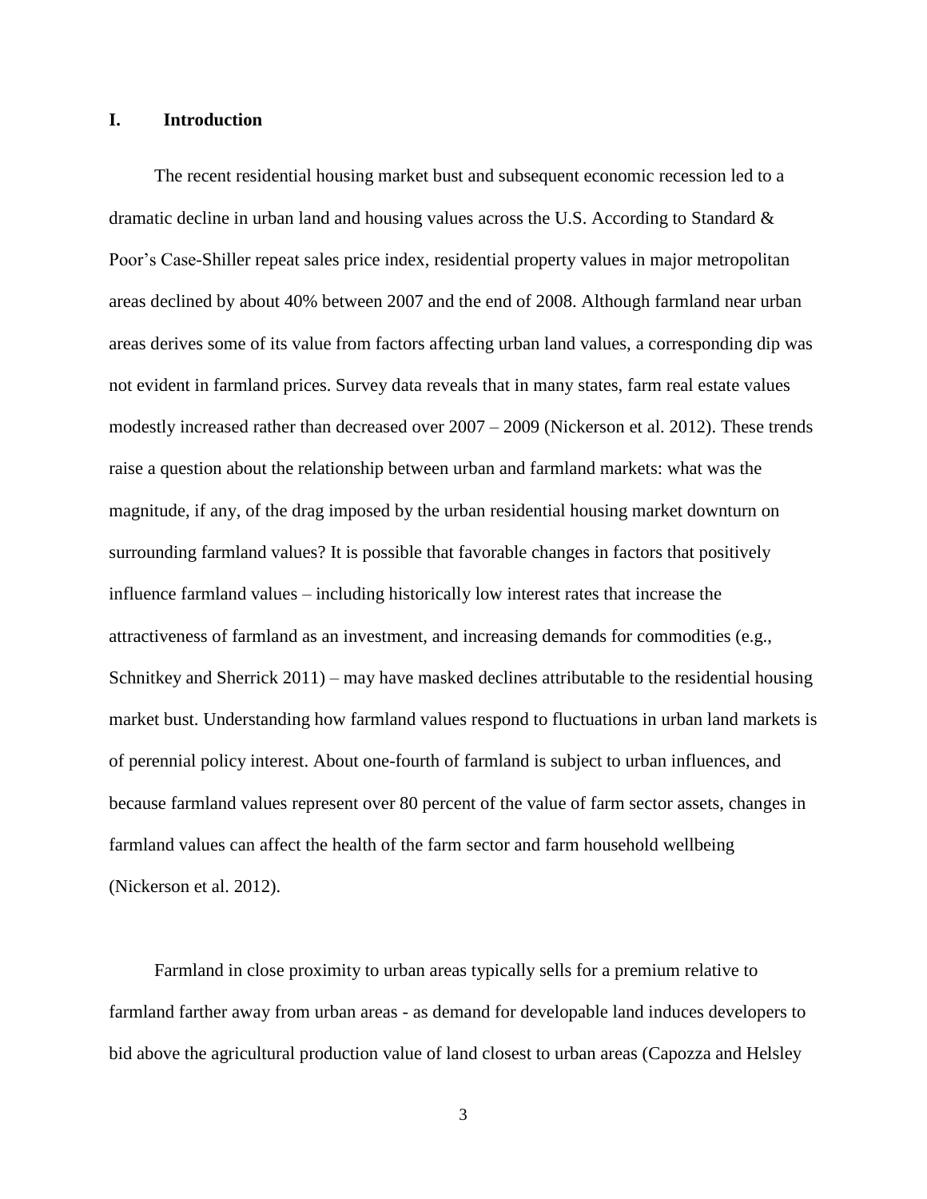## I. Introduction

The recent residential housing market bust and subsequent economic recession led to a dramatic decline in urban land and housing values across the U.S. According to Standard & Poor's Case-Shiller repeat sales price index, residential property values in major metropolitan areas declined by about 40% between 2007 and the end of 2008. Although farmland near urban areas derives some of its value from factors affecting urban land values, a corresponding dip was not evident in farmland prices. Survey data reveals that in many states, farm real estate values modestly increased rather than decreased over 2007 – 2009 (Nickerson et al. 2012). These trends raise a question about the relationship between urban and farmland markets: what was the magnitude, if any, of the drag imposed by the urban residential housing market downturn on surrounding farmland values? It is possible that favorable changes in factors that positively influence farmland values – including historically low interest rates that increase the attractiveness of farmland as an investment, and increasing demands for commodities (e.g., Schnitkey and Sherrick 2011) – may have masked declines attributable to the residential housing market bust. Understanding how farmland values respond to fluctuations in urban land markets is of perennial policy interest. About one-fourth of farmland is subject to urban influences, and because farmland values represent over 80 percent of the value of farm sector assets, changes in farmland values can affect the health of the farm sector and farm household wellbeing (Nickerson et al. 2012).

Farmland in close proximity to urban areas typically sells for a premium relative to farmland farther away from urban areas - as demand for developable land induces developers to bid above the agricultural production value of land closest to urban areas (Capozza and Helsley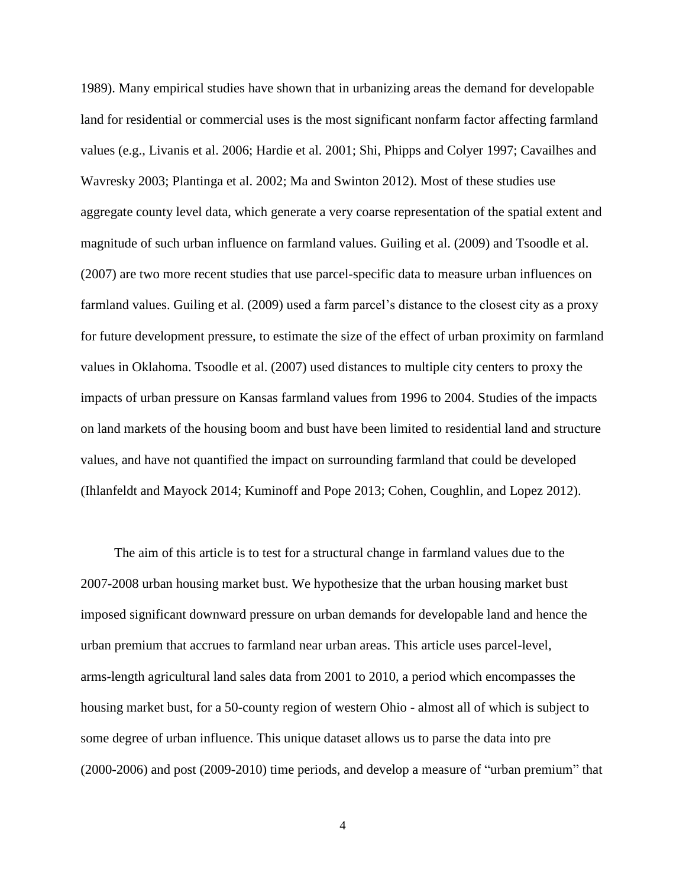1989). Many empirical studies have shown that in urbanizing areas the demand for developable land for residential or commercial uses is the most significant nonfarm factor affecting farmland values (e.g., Livanis et al. 2006; Hardie et al. 2001; Shi, Phipps and Colyer 1997; Cavailhes and Wavresky 2003; Plantinga et al. 2002; Ma and Swinton 2012). Most of these studies use aggregate county level data, which generate a very coarse representation of the spatial extent and magnitude of such urban influence on farmland values. Guiling et al. (2009) and Tsoodle et al. (2007) are two more recent studies that use parcel-specific data to measure urban influences on farmland values. Guiling et al. (2009) used a farm parcel's distance to the closest city as a proxy for future development pressure, to estimate the size of the effect of urban proximity on farmland values in Oklahoma. Tsoodle et al. (2007) used distances to multiple city centers to proxy the impacts of urban pressure on Kansas farmland values from 1996 to 2004. Studies of the impacts on land markets of the housing boom and bust have been limited to residential land and structure values, and have not quantified the impact on surrounding farmland that could be developed (Ihlanfeldt and Mayock 2014; Kuminoff and Pope 2013; Cohen, Coughlin, and Lopez 2012).

The aim of this article is to test for a structural change in farmland values due to the 2007-2008 urban housing market bust. We hypothesize that the urban housing market bust imposed significant downward pressure on urban demands for developable land and hence the urban premium that accrues to farmland near urban areas. This article uses parcel-level, arms-length agricultural land sales data from 2001 to 2010, a period which encompasses the housing market bust, for a 50-county region of western Ohio - almost all of which is subject to some degree of urban influence. This unique dataset allows us to parse the data into pre (2000-2006) and post (2009-2010) time periods, and develop a measure of "urban premium" that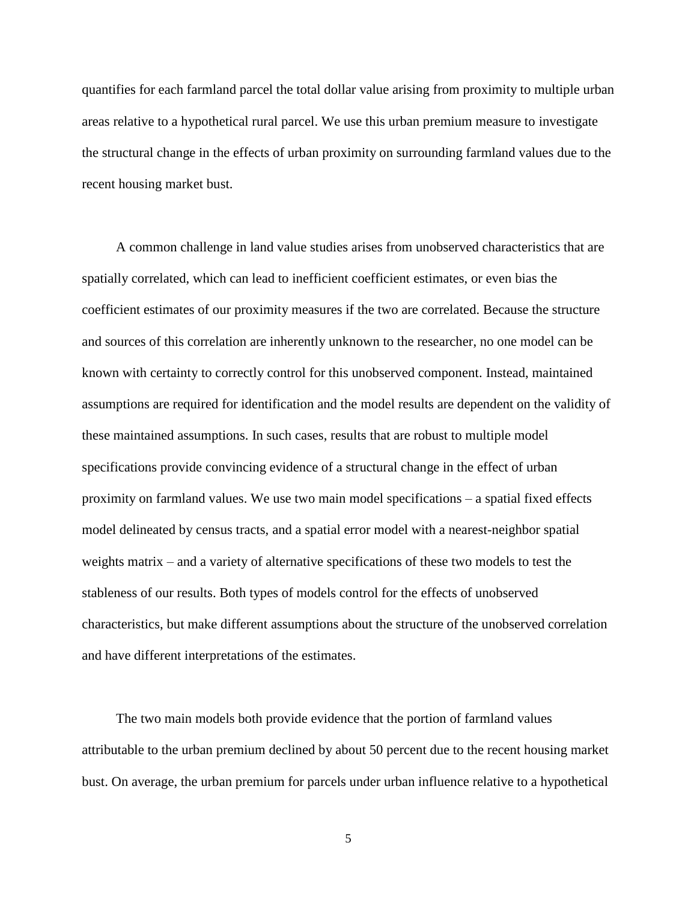quantifies for each farmland parcel the total dollar value arising from proximity to multiple urban areas relative to a hypothetical rural parcel. We use this urban premium measure to investigate the structural change in the effects of urban proximity on surrounding farmland values due to the recent housing market bust.

A common challenge in land value studies arises from unobserved characteristics that are spatially correlated, which can lead to inefficient coefficient estimates, or even bias the coefficient estimates of our proximity measures if the two are correlated. Because the structure and sources of this correlation are inherently unknown to the researcher, no one model can be known with certainty to correctly control for this unobserved component. Instead, maintained assumptions are required for identification and the model results are dependent on the validity of these maintained assumptions. In such cases, results that are robust to multiple model specifications provide convincing evidence of a structural change in the effect of urban proximity on farmland values. We use two main model specifications – a spatial fixed effects model delineated by census tracts, and a spatial error model with a nearest-neighbor spatial weights matrix – and a variety of alternative specifications of these two models to test the stableness of our results. Both types of models control for the effects of unobserved characteristics, but make different assumptions about the structure of the unobserved correlation and have different interpretations of the estimates.

The two main models both provide evidence that the portion of farmland values attributable to the urban premium declined by about 50 percent due to the recent housing market bust. On average, the urban premium for parcels under urban influence relative to a hypothetical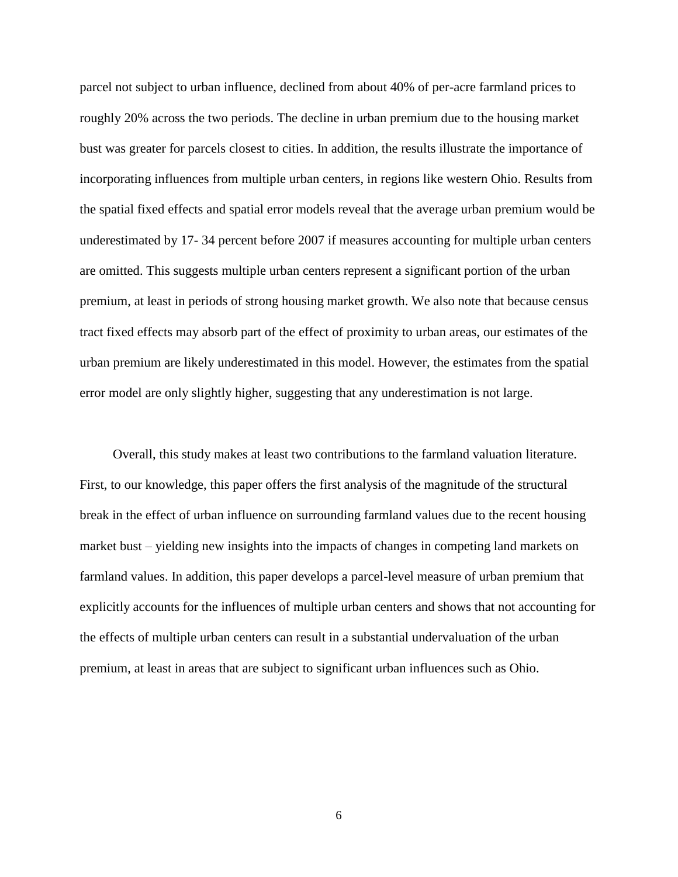parcel not subject to urban influence, declined from about 40% of per-acre farmland prices to roughly 20% across the two periods. The decline in urban premium due to the housing market bust was greater for parcels closest to cities. In addition, the results illustrate the importance of incorporating influences from multiple urban centers, in regions like western Ohio. Results from the spatial fixed effects and spatial error models reveal that the average urban premium would be underestimated by 17- 34 percent before 2007 if measures accounting for multiple urban centers are omitted. This suggests multiple urban centers represent a significant portion of the urban premium, at least in periods of strong housing market growth. We also note that because census tract fixed effects may absorb part of the effect of proximity to urban areas, our estimates of the urban premium are likely underestimated in this model. However, the estimates from the spatial error model are only slightly higher, suggesting that any underestimation is not large.

Overall, this study makes at least two contributions to the farmland valuation literature. First, to our knowledge, this paper offers the first analysis of the magnitude of the structural break in the effect of urban influence on surrounding farmland values due to the recent housing market bust – yielding new insights into the impacts of changes in competing land markets on farmland values. In addition, this paper develops a parcel-level measure of urban premium that explicitly accounts for the influences of multiple urban centers and shows that not accounting for the effects of multiple urban centers can result in a substantial undervaluation of the urban premium, at least in areas that are subject to significant urban influences such as Ohio.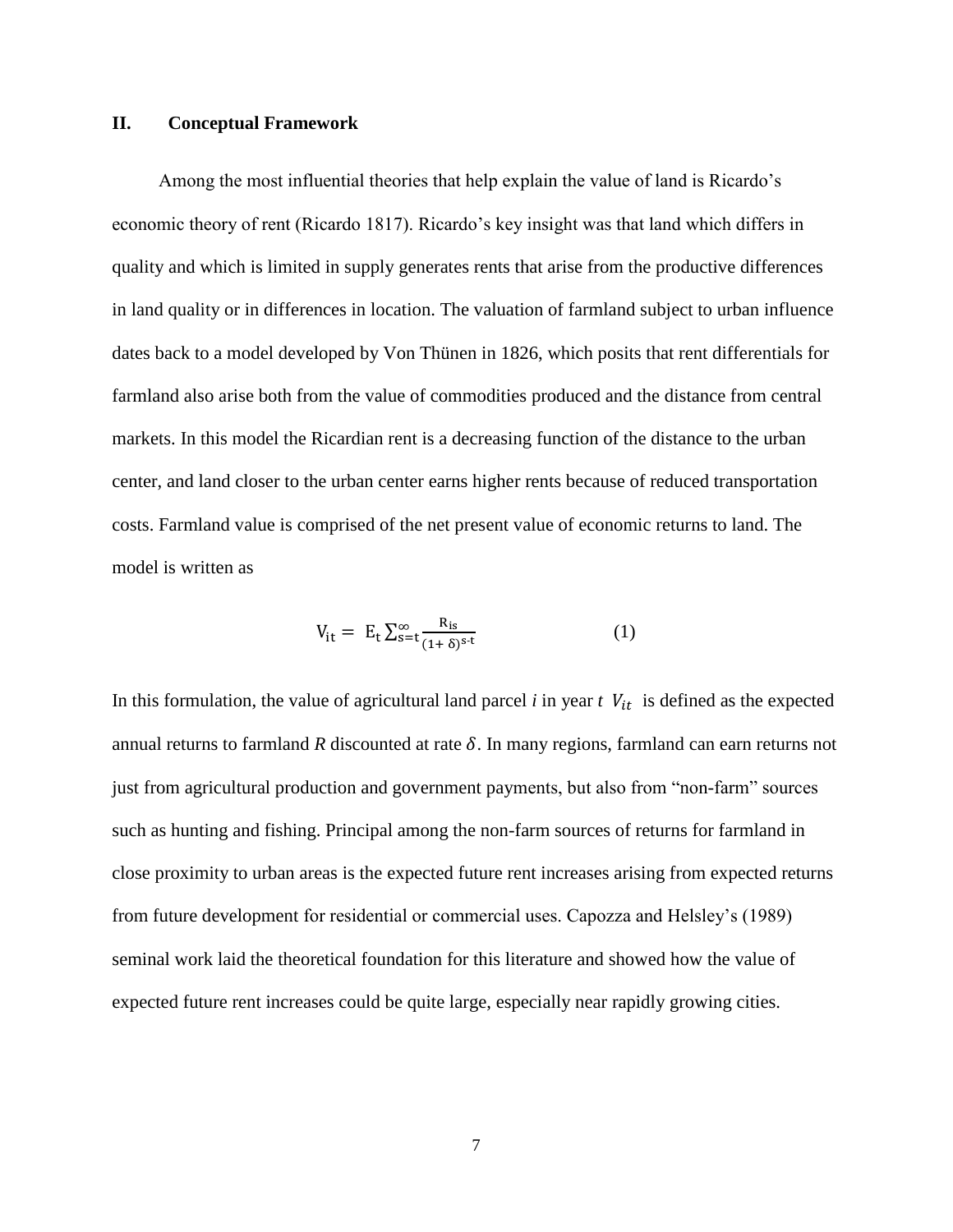## II. Conceptual Framework

Among the most influential theories that help explain the value of land is Ricardo's economic theory of rent (Ricardo 1817). Ricardo's key insight was that land which differs in quality and which is limited in supply generates rents that arise from the productive differences in land quality or in differences in location. The valuation of farmland subject to urban influence dates back to a model developed by Von Thünen in 1826, which posits that rent differentials for farmland also arise both from the value of commodities produced and the distance from central markets. In this model the Ricardian rent is a decreasing function of the distance to the urban center, and land closer to the urban center earns higher rents because of reduced transportation costs. Farmland value is comprised of the net present value of economic returns to land. The model is written as

$$V_{it} = E_t \sum_{s=t}^{\infty} \frac{R_{is}}{(1+\delta)^{s-t}} \qquad (1)$$

In this formulation, the value of agricultural land parcel *i* in year *t* $V_{it}$ is defined as the expected annual returns to farmland *R* discounted at rate $\delta$. In many regions, farmland can earn returns not just from agricultural production and government payments, but also from "non-farm" sources such as hunting and fishing. Principal among the non-farm sources of returns for farmland in close proximity to urban areas is the expected future rent increases arising from expected returns from future development for residential or commercial uses. Capozza and Helsley's (1989) seminal work laid the theoretical foundation for this literature and showed how the value of expected future rent increases could be quite large, especially near rapidly growing cities.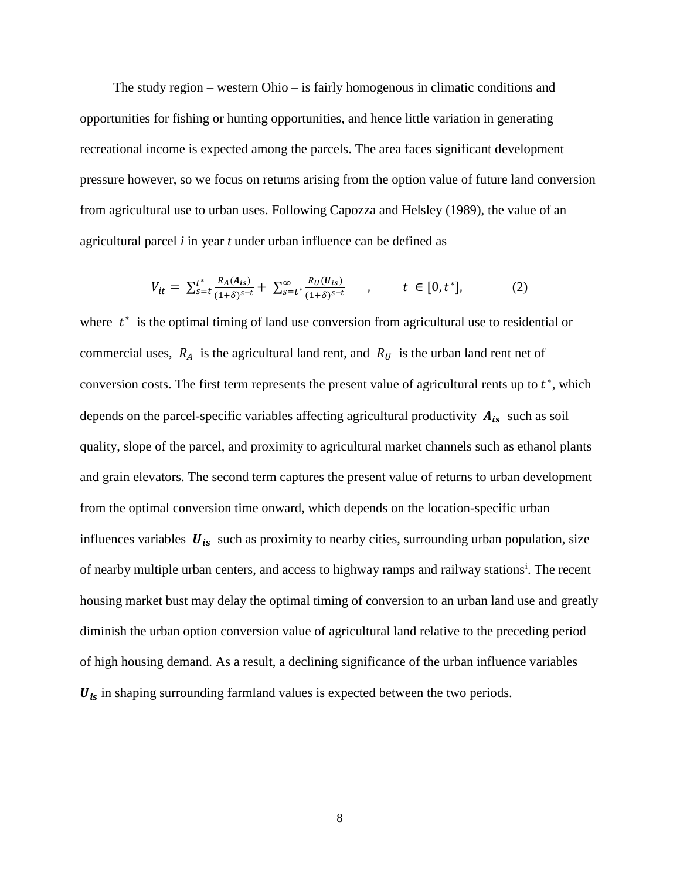The study region – western Ohio – is fairly homogenous in climatic conditions and opportunities for fishing or hunting opportunities, and hence little variation in generating recreational income is expected among the parcels. The area faces significant development pressure however, so we focus on returns arising from the option value of future land conversion from agricultural use to urban uses. Following Capozza and Helsley (1989), the value of an agricultural parcel *i* in year *t* under urban influence can be defined as

$$V_{it} = \sum_{s=t}^{t^*} \frac{R_A(\boldsymbol{A_{is}})}{(1+\delta)^{s-t}} + \sum_{s=t^*}^{\infty} \frac{R_U(\boldsymbol{U_{is}})}{(1+\delta)^{s-t}} \quad , \qquad t \in [0, t^*], \tag{2}$$

where $t^*$ is the optimal timing of land use conversion from agricultural use to residential or commercial uses, $R_A$ is the agricultural land rent, and $R_U$ is the urban land rent net of conversion costs. The first term represents the present value of agricultural rents up to $t^*$, which depends on the parcel-specific variables affecting agricultural productivity $\boldsymbol{A_{is}}$ such as soil quality, slope of the parcel, and proximity to agricultural market channels such as ethanol plants and grain elevators. The second term captures the present value of returns to urban development from the optimal conversion time onward, which depends on the location-specific urban influences variables $\boldsymbol{U_{is}}$ such as proximity to nearby cities, surrounding urban population, size of nearby multiple urban centers, and access to highway ramps and railway stations[i]. The recent housing market bust may delay the optimal timing of conversion to an urban land use and greatly diminish the urban option conversion value of agricultural land relative to the preceding period of high housing demand. As a result, a declining significance of the urban influence variables $\boldsymbol{U_{is}}$ in shaping surrounding farmland values is expected between the two periods.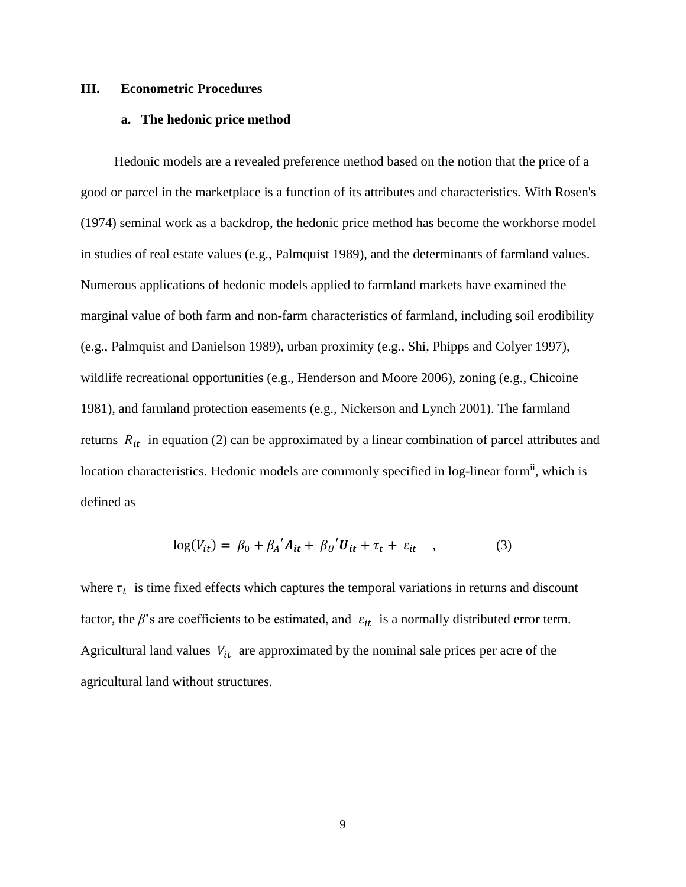## III. Econometric Procedures

### a. The hedonic price method

Hedonic models are a revealed preference method based on the notion that the price of a good or parcel in the marketplace is a function of its attributes and characteristics. With Rosen's (1974) seminal work as a backdrop, the hedonic price method has become the workhorse model in studies of real estate values (e.g., Palmquist 1989), and the determinants of farmland values. Numerous applications of hedonic models applied to farmland markets have examined the marginal value of both farm and non-farm characteristics of farmland, including soil erodibility (e.g., Palmquist and Danielson 1989), urban proximity (e.g., Shi, Phipps and Colyer 1997), wildlife recreational opportunities (e.g., Henderson and Moore 2006), zoning (e.g., Chicoine 1981), and farmland protection easements (e.g., Nickerson and Lynch 2001). The farmland returns $R_{it}$ in equation (2) can be approximated by a linear combination of parcel attributes and location characteristics. Hedonic models are commonly specified in log-linear form[ii], which is defined as

$$\log(V_{it}) = \beta_0 + \beta_A{}'\boldsymbol{A_{it}} + \beta_U{}'\boldsymbol{U_{it}} + \tau_t + \varepsilon_{it} \quad , \tag{3}$$

where $\tau_t$ is time fixed effects which captures the temporal variations in returns and discount factor, the $\beta$'s are coefficients to be estimated, and $\varepsilon_{it}$ is a normally distributed error term. Agricultural land values $V_{it}$ are approximated by the nominal sale prices per acre of the agricultural land without structures.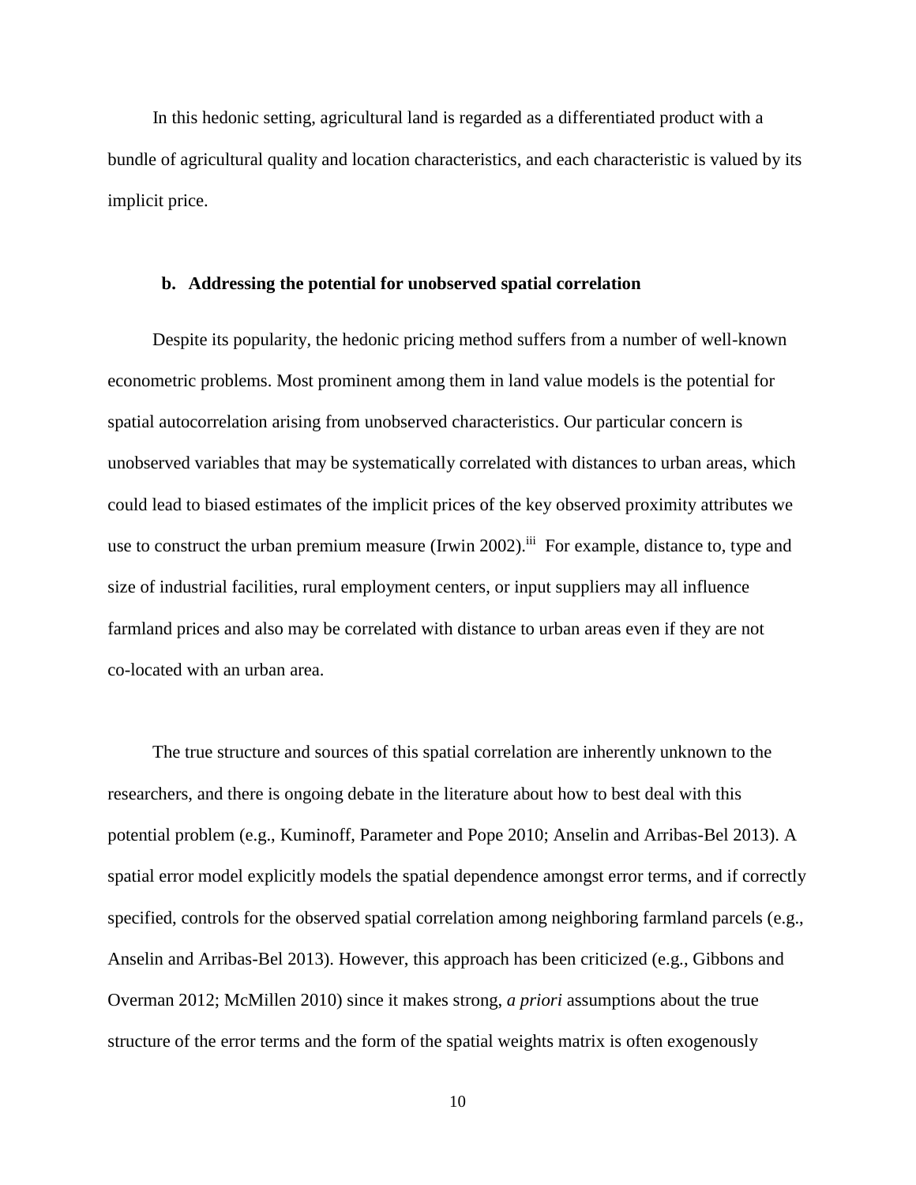In this hedonic setting, agricultural land is regarded as a differentiated product with a bundle of agricultural quality and location characteristics, and each characteristic is valued by its implicit price.

### b. Addressing the potential for unobserved spatial correlation

Despite its popularity, the hedonic pricing method suffers from a number of well-known econometric problems. Most prominent among them in land value models is the potential for spatial autocorrelation arising from unobserved characteristics. Our particular concern is unobserved variables that may be systematically correlated with distances to urban areas, which could lead to biased estimates of the implicit prices of the key observed proximity attributes we use to construct the urban premium measure (Irwin 2002).[iii] For example, distance to, type and size of industrial facilities, rural employment centers, or input suppliers may all influence farmland prices and also may be correlated with distance to urban areas even if they are not co-located with an urban area.

The true structure and sources of this spatial correlation are inherently unknown to the researchers, and there is ongoing debate in the literature about how to best deal with this potential problem (e.g., Kuminoff, Parameter and Pope 2010; Anselin and Arribas-Bel 2013). A spatial error model explicitly models the spatial dependence amongst error terms, and if correctly specified, controls for the observed spatial correlation among neighboring farmland parcels (e.g., Anselin and Arribas-Bel 2013). However, this approach has been criticized (e.g., Gibbons and Overman 2012; McMillen 2010) since it makes strong, *a priori* assumptions about the true structure of the error terms and the form of the spatial weights matrix is often exogenously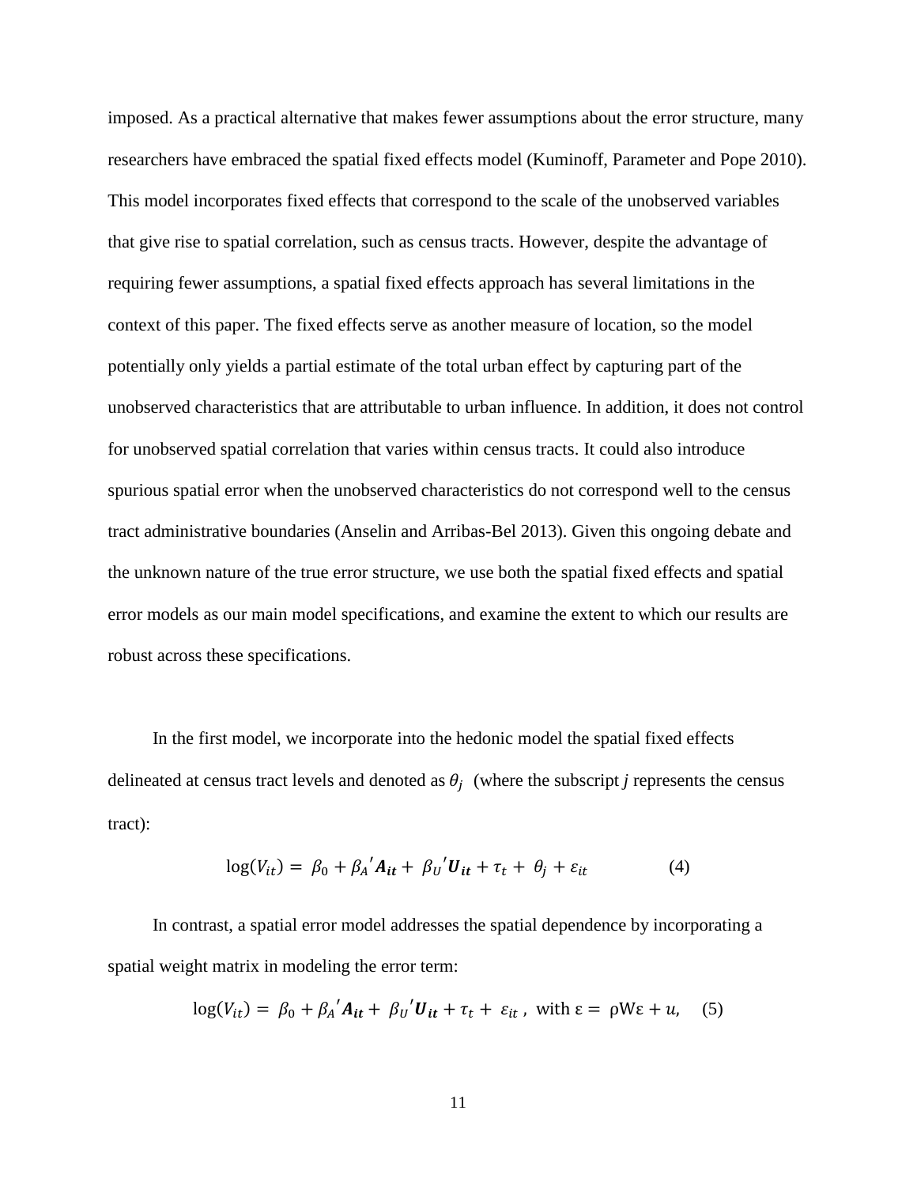imposed. As a practical alternative that makes fewer assumptions about the error structure, many researchers have embraced the spatial fixed effects model (Kuminoff, Parameter and Pope 2010). This model incorporates fixed effects that correspond to the scale of the unobserved variables that give rise to spatial correlation, such as census tracts. However, despite the advantage of requiring fewer assumptions, a spatial fixed effects approach has several limitations in the context of this paper. The fixed effects serve as another measure of location, so the model potentially only yields a partial estimate of the total urban effect by capturing part of the unobserved characteristics that are attributable to urban influence. In addition, it does not control for unobserved spatial correlation that varies within census tracts. It could also introduce spurious spatial error when the unobserved characteristics do not correspond well to the census tract administrative boundaries (Anselin and Arribas-Bel 2013). Given this ongoing debate and the unknown nature of the true error structure, we use both the spatial fixed effects and spatial error models as our main model specifications, and examine the extent to which our results are robust across these specifications.

In the first model, we incorporate into the hedonic model the spatial fixed effects delineated at census tract levels and denoted as $\theta_j$ (where the subscript *j* represents the census tract):

$$\log(V_{it}) = \beta_0 + \beta_A{}'\boldsymbol{A_{it}} + \beta_U{}'\boldsymbol{U_{it}} + \tau_t + \theta_j + \varepsilon_{it} \qquad (4)$$

In contrast, a spatial error model addresses the spatial dependence by incorporating a spatial weight matrix in modeling the error term:

$$\log(V_{it}) = \beta_0 + \beta_A{}'\boldsymbol{A_{it}} + \beta_U{}'\boldsymbol{U_{it}} + \tau_t + \varepsilon_{it}\,, \text{ with } \varepsilon = \rho W\varepsilon + u, \quad (5)$$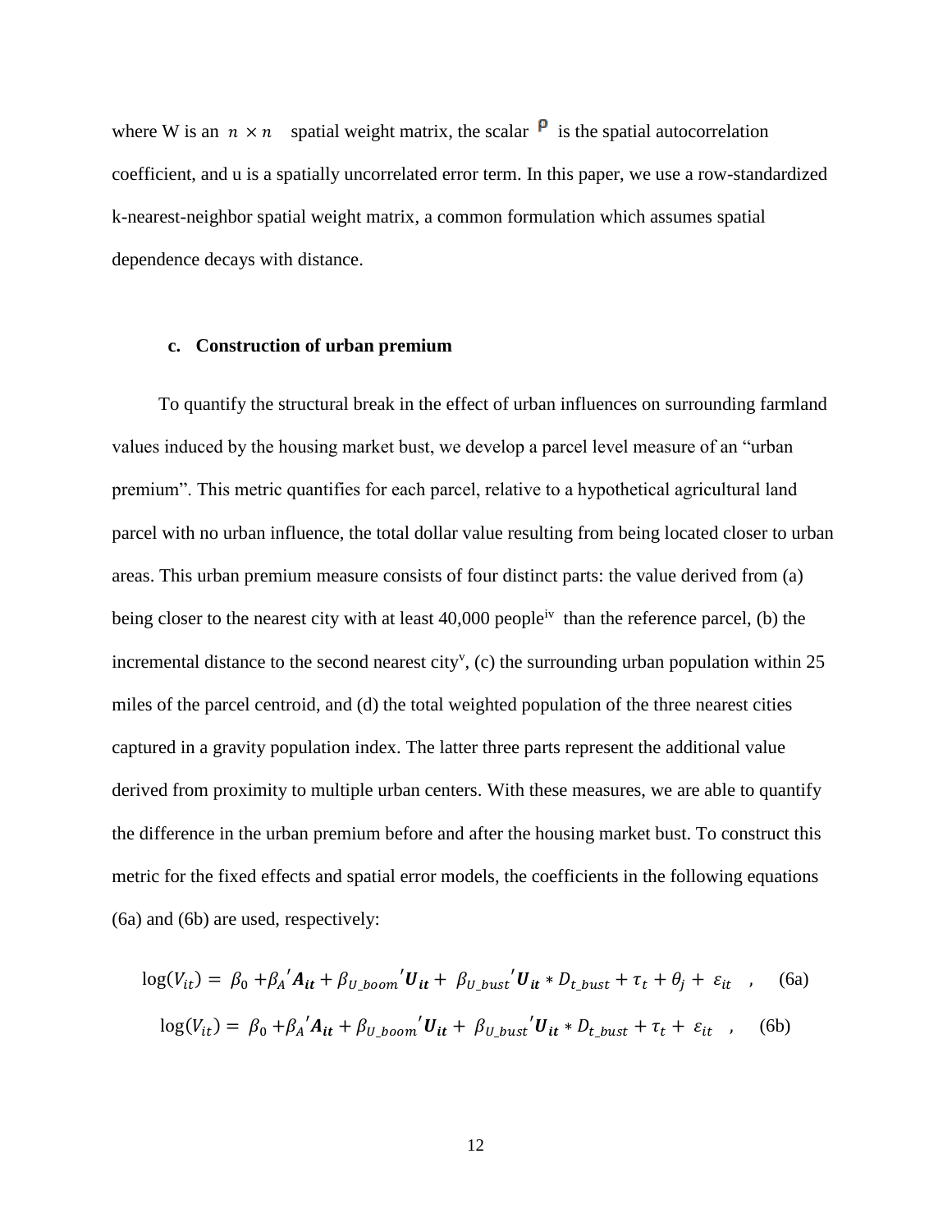where W is an $n \times n$ spatial weight matrix, the scalar $\rho$ is the spatial autocorrelation coefficient, and u is a spatially uncorrelated error term. In this paper, we use a row-standardized k-nearest-neighbor spatial weight matrix, a common formulation which assumes spatial dependence decays with distance.

### c. Construction of urban premium

To quantify the structural break in the effect of urban influences on surrounding farmland values induced by the housing market bust, we develop a parcel level measure of an "urban premium". This metric quantifies for each parcel, relative to a hypothetical agricultural land parcel with no urban influence, the total dollar value resulting from being located closer to urban areas. This urban premium measure consists of four distinct parts: the value derived from (a) being closer to the nearest city with at least 40,000 people[iv] than the reference parcel, (b) the incremental distance to the second nearest city[v], (c) the surrounding urban population within 25 miles of the parcel centroid, and (d) the total weighted population of the three nearest cities captured in a gravity population index. The latter three parts represent the additional value derived from proximity to multiple urban centers. With these measures, we are able to quantify the difference in the urban premium before and after the housing market bust. To construct this metric for the fixed effects and spatial error models, the coefficients in the following equations (6a) and (6b) are used, respectively:

$$\log(V_{it}) = \beta_0 + \beta_A{}' \boldsymbol{A_{it}} + \beta_{U\_boom}{}' \boldsymbol{U_{it}} + \beta_{U\_bust}{}' \boldsymbol{U_{it}} * D_{t\_bust} + \tau_t + \theta_j + \varepsilon_{it} \quad , \quad (6a)$$

$$\log(V_{it}) = \beta_0 + \beta_A{}' \boldsymbol{A_{it}} + \beta_{U\_boom}{}' \boldsymbol{U_{it}} + \beta_{U\_bust}{}' \boldsymbol{U_{it}} * D_{t\_bust} + \tau_t + \varepsilon_{it} \quad , \quad (6b)$$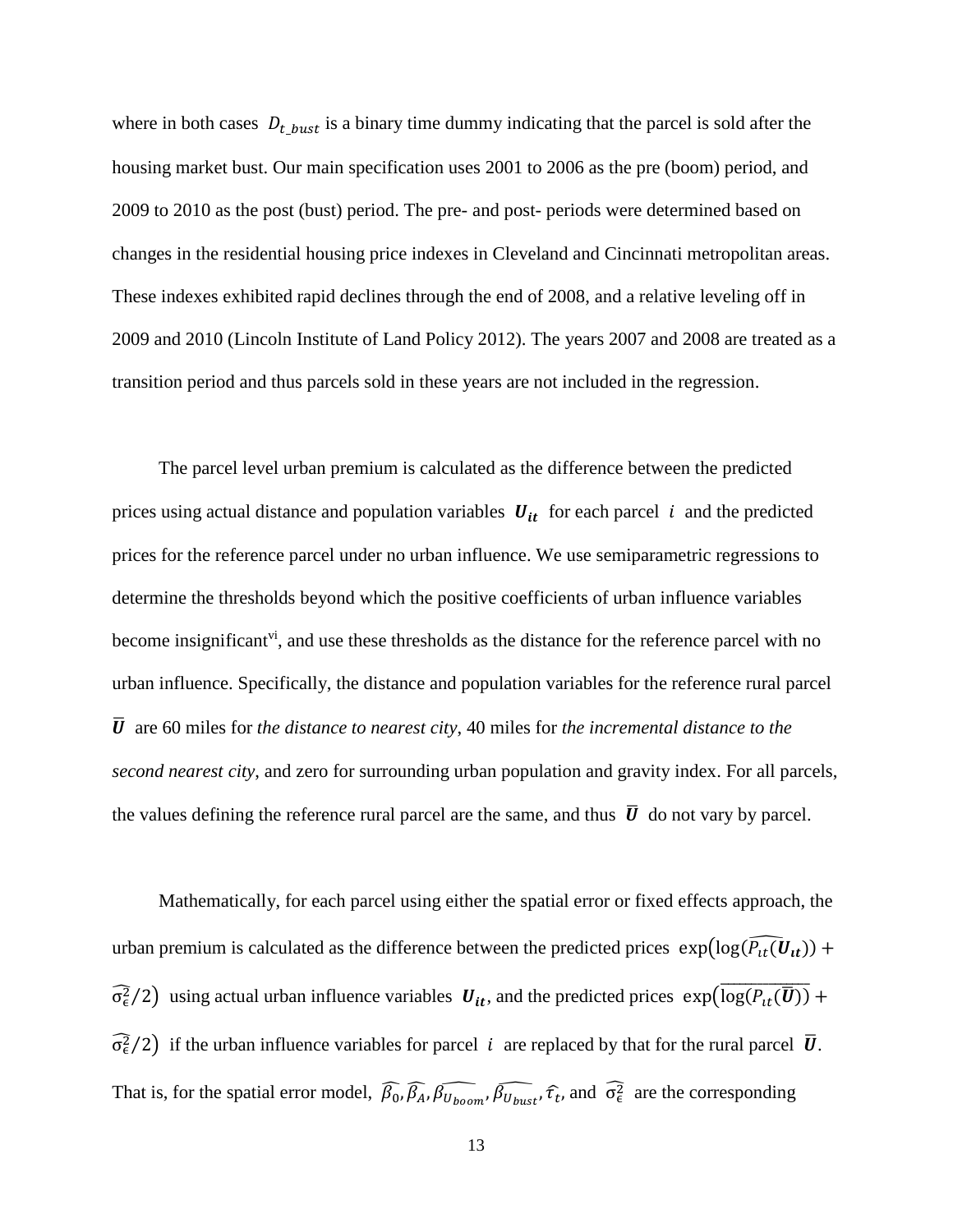where in both cases $D_{t\_bust}$ is a binary time dummy indicating that the parcel is sold after the housing market bust. Our main specification uses 2001 to 2006 as the pre (boom) period, and 2009 to 2010 as the post (bust) period. The pre- and post- periods were determined based on changes in the residential housing price indexes in Cleveland and Cincinnati metropolitan areas. These indexes exhibited rapid declines through the end of 2008, and a relative leveling off in 2009 and 2010 (Lincoln Institute of Land Policy 2012). The years 2007 and 2008 are treated as a transition period and thus parcels sold in these years are not included in the regression.

The parcel level urban premium is calculated as the difference between the predicted prices using actual distance and population variables $\boldsymbol{U_{it}}$ for each parcel $i$ and the predicted prices for the reference parcel under no urban influence. We use semiparametric regressions to determine the thresholds beyond which the positive coefficients of urban influence variables become insignificant[vi], and use these thresholds as the distance for the reference parcel with no urban influence. Specifically, the distance and population variables for the reference rural parcel $\boldsymbol{\overline{U}}$ are 60 miles for *the distance to nearest city*, 40 miles for *the incremental distance to the second nearest city*, and zero for surrounding urban population and gravity index. For all parcels, the values defining the reference rural parcel are the same, and thus $\boldsymbol{\overline{U}}$ do not vary by parcel.

Mathematically, for each parcel using either the spatial error or fixed effects approach, the urban premium is calculated as the difference between the predicted prices $\exp\left(\widehat{\log(P_{it}(\boldsymbol{U_{it}}))} + \widehat{\sigma_\epsilon^2}/2\right)$ using actual urban influence variables $\boldsymbol{U_{it}}$, and the predicted prices $\exp\left(\overline{\log(P_{it}(\boldsymbol{\overline{U}}))} + \widehat{\sigma_\epsilon^2}/2\right)$ if the urban influence variables for parcel $i$ are replaced by that for the rural parcel $\boldsymbol{\overline{U}}$. That is, for the spatial error model, $\widehat{\beta_0}, \widehat{\beta_A}, \widehat{\beta_{U_{boom}}}, \widehat{\beta_{U_{bust}}}, \widehat{\tau_t}$, and $\widehat{\sigma_\epsilon^2}$ are the corresponding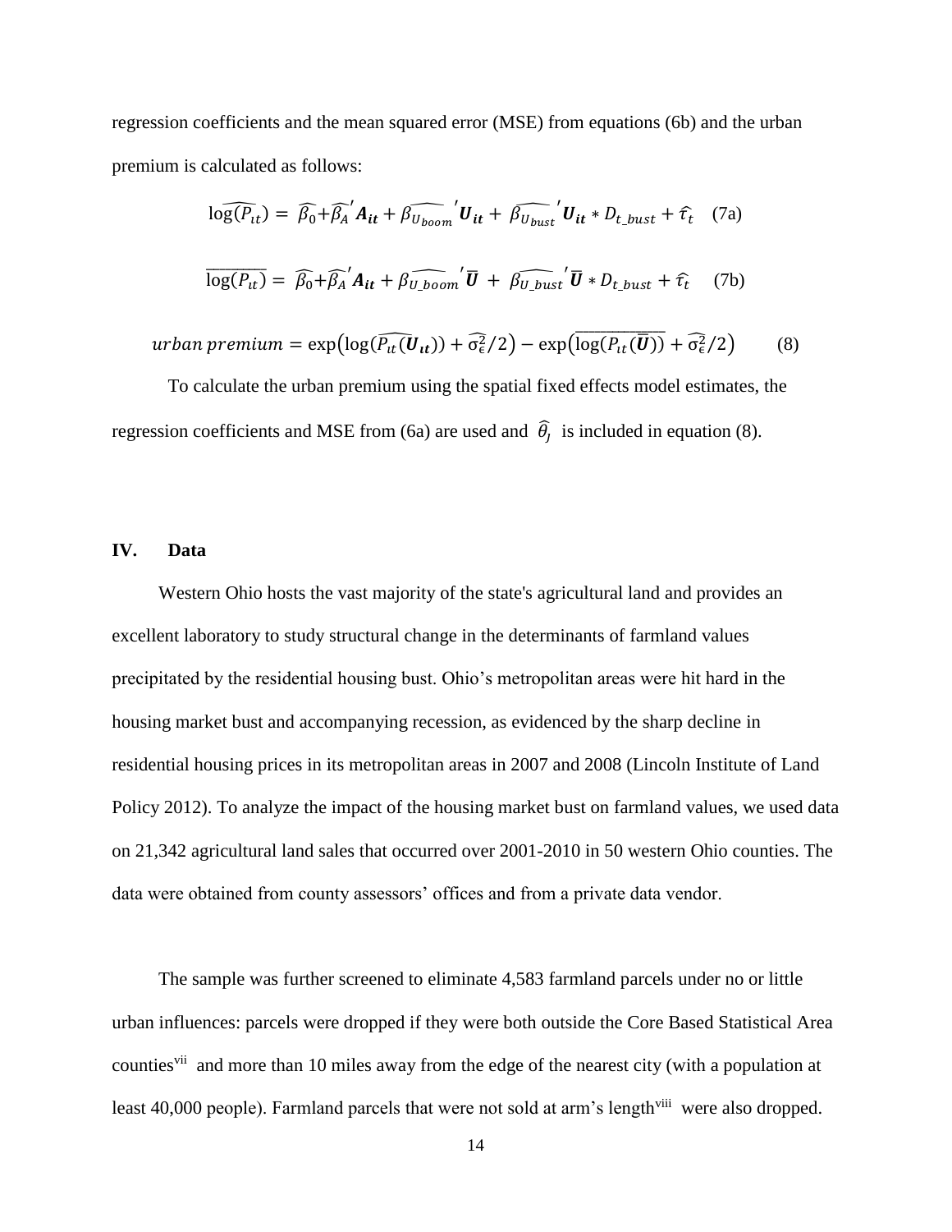regression coefficients and the mean squared error (MSE) from equations (6b) and the urban premium is calculated as follows:

$$\widehat{\log(P_{it})} = \widehat{\beta_0} + \widehat{\beta_A}' \boldsymbol{A_{it}} + \widehat{\beta_{U_{boom}}}' \boldsymbol{U_{it}} + \widehat{\beta_{U_{bust}}}' \boldsymbol{U_{it}} * D_{t\_bust} + \widehat{\tau_t} \quad \text{(7a)}$$

$$\overline{\widehat{\log(P_{it})}} = \widehat{\beta_0} + \widehat{\beta_A}' \boldsymbol{A_{it}} + \widehat{\beta_{U\_boom}}' \overline{\boldsymbol{U}} + \widehat{\beta_{U\_bust}}' \overline{\boldsymbol{U}} * D_{t\_bust} + \widehat{\tau_t} \quad \text{(7b)}$$

$$urban\ premium = \exp\left(\log(\widehat{P_{it}(\boldsymbol{U_{it}})}) + \widehat{\sigma_\epsilon^2}/2\right) - \exp\left(\overline{\log(\widehat{P_{it}(\overline{\boldsymbol{U}})})} + \widehat{\sigma_\epsilon^2}/2\right) \quad \text{(8)}$$

To calculate the urban premium using the spatial fixed effects model estimates, the regression coefficients and MSE from (6a) are used and $\widehat{\theta_j}$ is included in equation (8).

## IV. Data

Western Ohio hosts the vast majority of the state's agricultural land and provides an excellent laboratory to study structural change in the determinants of farmland values precipitated by the residential housing bust. Ohio's metropolitan areas were hit hard in the housing market bust and accompanying recession, as evidenced by the sharp decline in residential housing prices in its metropolitan areas in 2007 and 2008 (Lincoln Institute of Land Policy 2012). To analyze the impact of the housing market bust on farmland values, we used data on 21,342 agricultural land sales that occurred over 2001-2010 in 50 western Ohio counties. The data were obtained from county assessors' offices and from a private data vendor.

The sample was further screened to eliminate 4,583 farmland parcels under no or little urban influences: parcels were dropped if they were both outside the Core Based Statistical Area counties[vii] and more than 10 miles away from the edge of the nearest city (with a population at least 40,000 people). Farmland parcels that were not sold at arm's length[viii] were also dropped.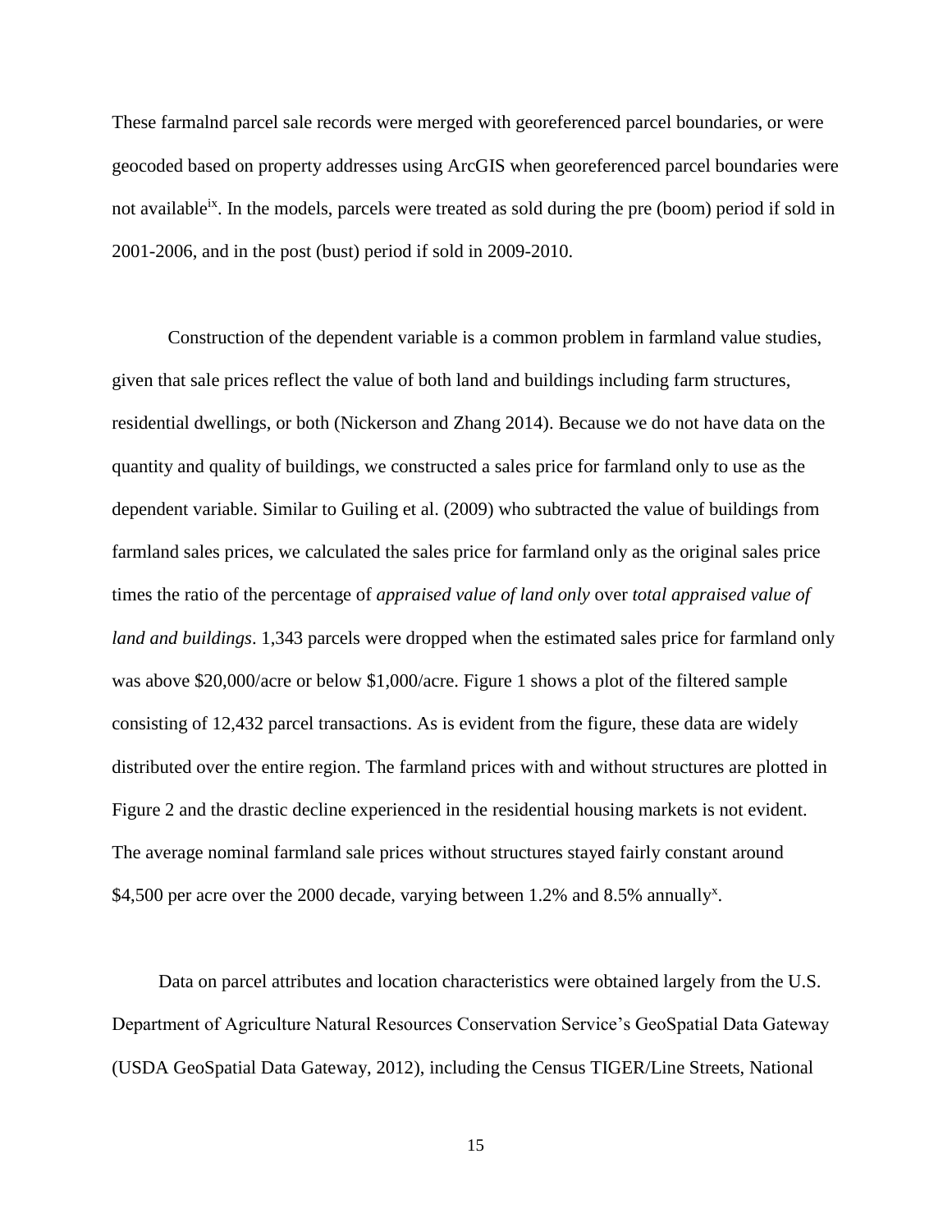These farmalnd parcel sale records were merged with georeferenced parcel boundaries, or were geocoded based on property addresses using ArcGIS when georeferenced parcel boundaries were not available[ix]. In the models, parcels were treated as sold during the pre (boom) period if sold in 2001-2006, and in the post (bust) period if sold in 2009-2010.

Construction of the dependent variable is a common problem in farmland value studies, given that sale prices reflect the value of both land and buildings including farm structures, residential dwellings, or both (Nickerson and Zhang 2014). Because we do not have data on the quantity and quality of buildings, we constructed a sales price for farmland only to use as the dependent variable. Similar to Guiling et al. (2009) who subtracted the value of buildings from farmland sales prices, we calculated the sales price for farmland only as the original sales price times the ratio of the percentage of *appraised value of land only* over *total appraised value of land and buildings*. 1,343 parcels were dropped when the estimated sales price for farmland only was above $20,000/acre or below $1,000/acre. Figure 1 shows a plot of the filtered sample consisting of 12,432 parcel transactions. As is evident from the figure, these data are widely distributed over the entire region. The farmland prices with and without structures are plotted in Figure 2 and the drastic decline experienced in the residential housing markets is not evident. The average nominal farmland sale prices without structures stayed fairly constant around $4,500 per acre over the 2000 decade, varying between 1.2% and 8.5% annually[x].

Data on parcel attributes and location characteristics were obtained largely from the U.S. Department of Agriculture Natural Resources Conservation Service's GeoSpatial Data Gateway (USDA GeoSpatial Data Gateway, 2012), including the Census TIGER/Line Streets, National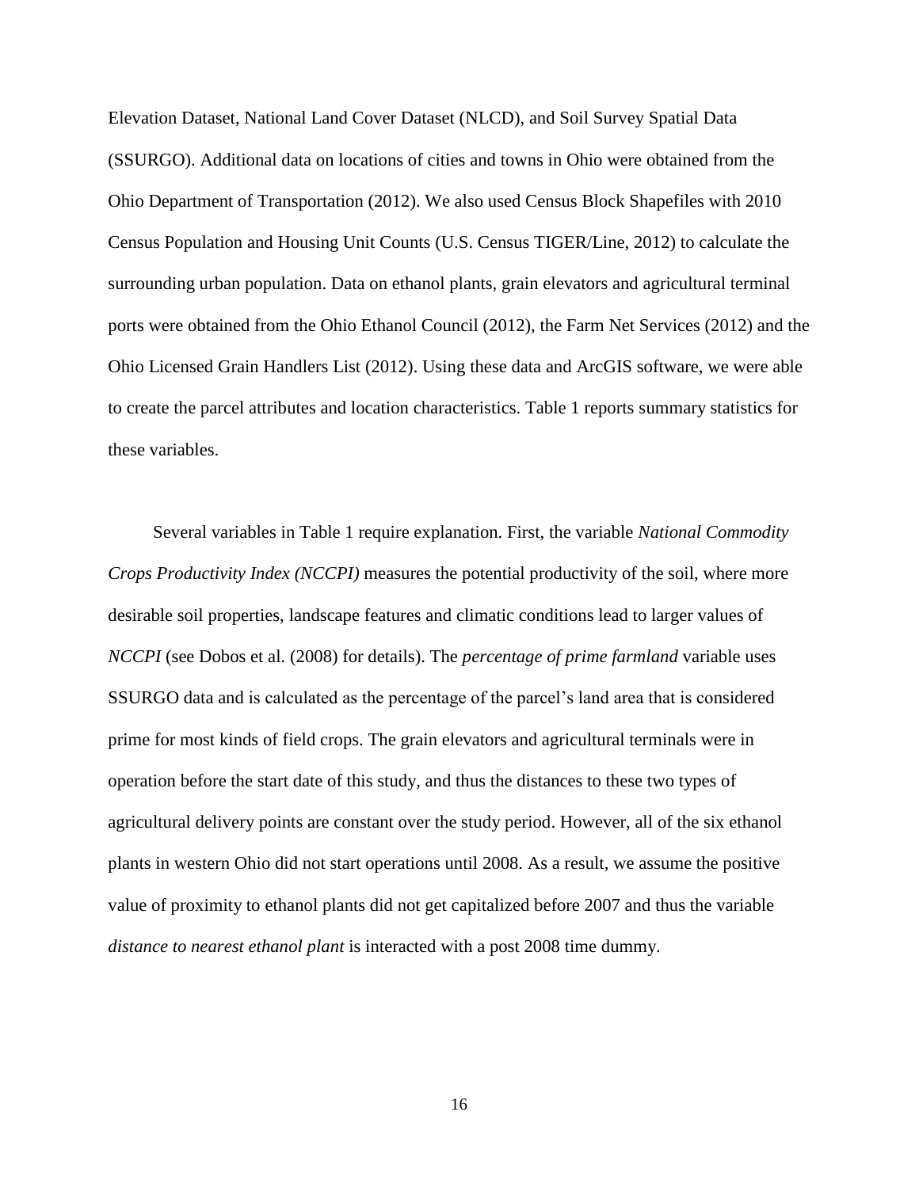Elevation Dataset, National Land Cover Dataset (NLCD), and Soil Survey Spatial Data (SSURGO). Additional data on locations of cities and towns in Ohio were obtained from the Ohio Department of Transportation (2012). We also used Census Block Shapefiles with 2010 Census Population and Housing Unit Counts (U.S. Census TIGER/Line, 2012) to calculate the surrounding urban population. Data on ethanol plants, grain elevators and agricultural terminal ports were obtained from the Ohio Ethanol Council (2012), the Farm Net Services (2012) and the Ohio Licensed Grain Handlers List (2012). Using these data and ArcGIS software, we were able to create the parcel attributes and location characteristics. Table 1 reports summary statistics for these variables.

Several variables in Table 1 require explanation. First, the variable *National Commodity Crops Productivity Index (NCCPI)* measures the potential productivity of the soil, where more desirable soil properties, landscape features and climatic conditions lead to larger values of *NCCPI* (see Dobos et al. (2008) for details). The *percentage of prime farmland* variable uses SSURGO data and is calculated as the percentage of the parcel's land area that is considered prime for most kinds of field crops. The grain elevators and agricultural terminals were in operation before the start date of this study, and thus the distances to these two types of agricultural delivery points are constant over the study period. However, all of the six ethanol plants in western Ohio did not start operations until 2008. As a result, we assume the positive value of proximity to ethanol plants did not get capitalized before 2007 and thus the variable *distance to nearest ethanol plant* is interacted with a post 2008 time dummy.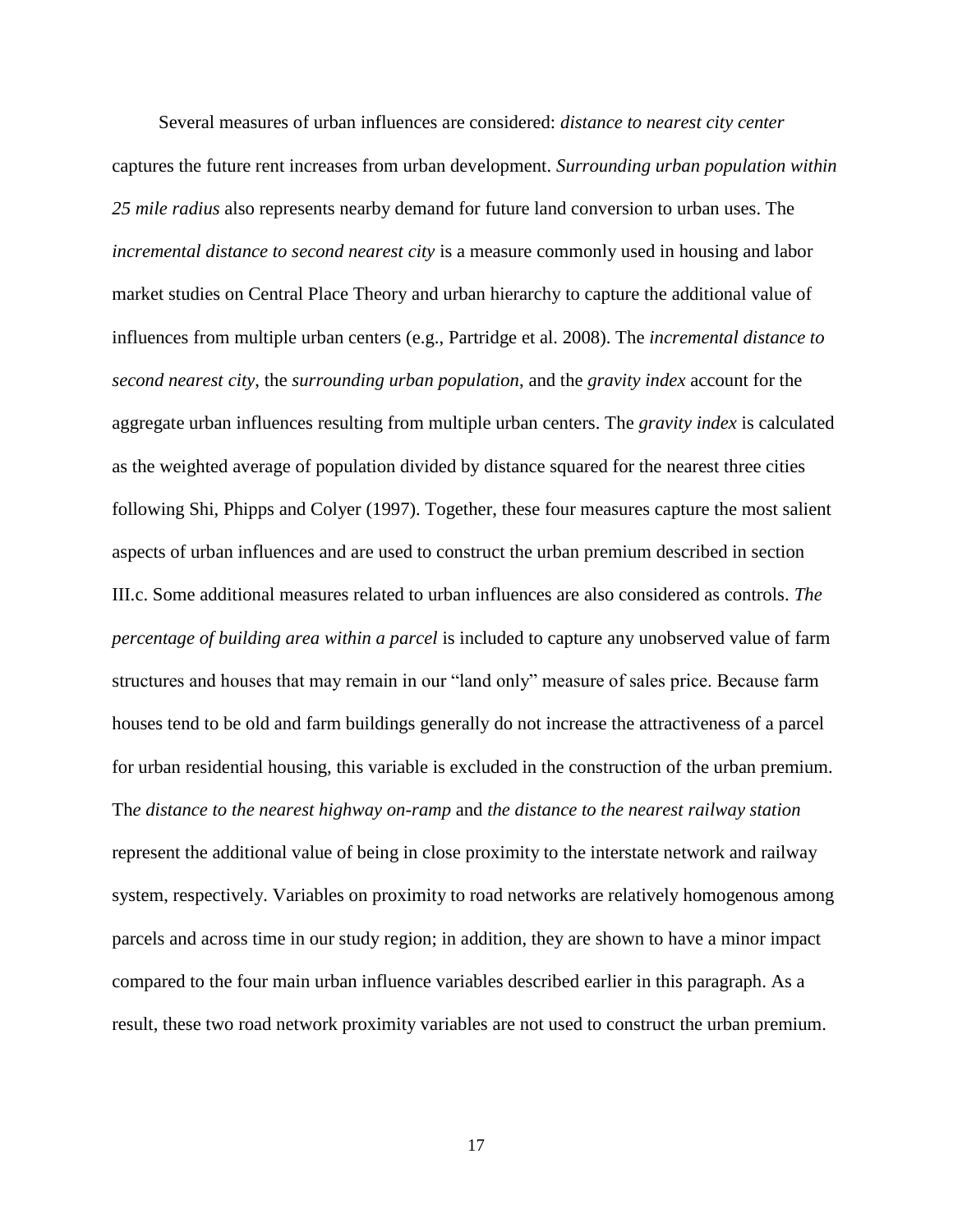Several measures of urban influences are considered: *distance to nearest city center* captures the future rent increases from urban development. *Surrounding urban population within 25 mile radius* also represents nearby demand for future land conversion to urban uses. The *incremental distance to second nearest city* is a measure commonly used in housing and labor market studies on Central Place Theory and urban hierarchy to capture the additional value of influences from multiple urban centers (e.g., Partridge et al. 2008). The *incremental distance to second nearest city*, the *surrounding urban population*, and the *gravity index* account for the aggregate urban influences resulting from multiple urban centers. The *gravity index* is calculated as the weighted average of population divided by distance squared for the nearest three cities following Shi, Phipps and Colyer (1997). Together, these four measures capture the most salient aspects of urban influences and are used to construct the urban premium described in section III.c. Some additional measures related to urban influences are also considered as controls. *The percentage of building area within a parcel* is included to capture any unobserved value of farm structures and houses that may remain in our "land only" measure of sales price. Because farm houses tend to be old and farm buildings generally do not increase the attractiveness of a parcel for urban residential housing, this variable is excluded in the construction of the urban premium. Th*e distance to the nearest highway on-ramp* and *the distance to the nearest railway station* represent the additional value of being in close proximity to the interstate network and railway system, respectively. Variables on proximity to road networks are relatively homogenous among parcels and across time in our study region; in addition, they are shown to have a minor impact compared to the four main urban influence variables described earlier in this paragraph. As a result, these two road network proximity variables are not used to construct the urban premium.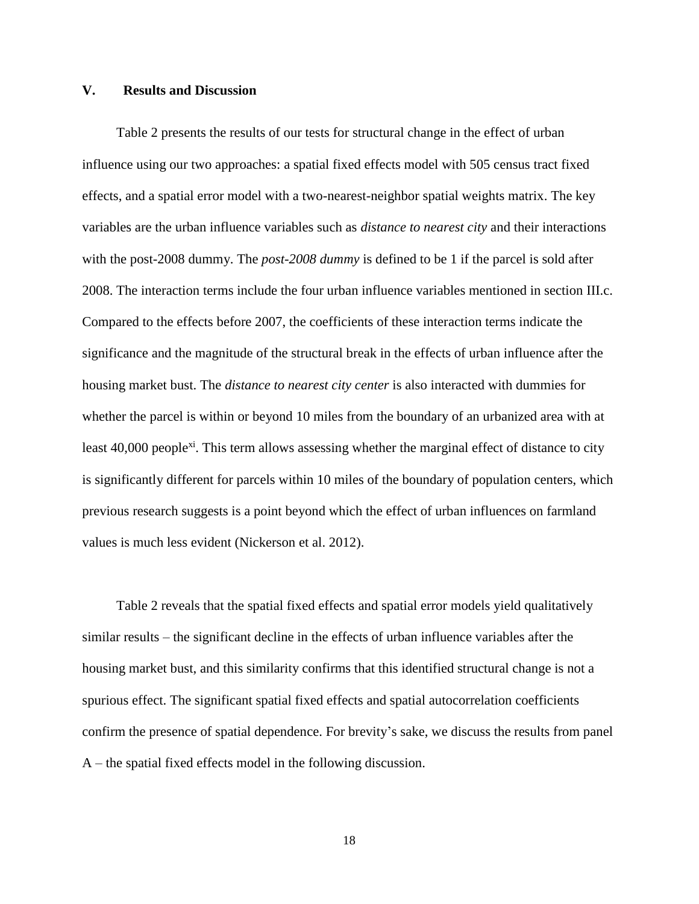## V. Results and Discussion

Table 2 presents the results of our tests for structural change in the effect of urban influence using our two approaches: a spatial fixed effects model with 505 census tract fixed effects, and a spatial error model with a two-nearest-neighbor spatial weights matrix. The key variables are the urban influence variables such as *distance to nearest city* and their interactions with the post-2008 dummy. The *post-2008 dummy* is defined to be 1 if the parcel is sold after 2008. The interaction terms include the four urban influence variables mentioned in section III.c. Compared to the effects before 2007, the coefficients of these interaction terms indicate the significance and the magnitude of the structural break in the effects of urban influence after the housing market bust. The *distance to nearest city center* is also interacted with dummies for whether the parcel is within or beyond 10 miles from the boundary of an urbanized area with at least 40,000 people[xi]. This term allows assessing whether the marginal effect of distance to city is significantly different for parcels within 10 miles of the boundary of population centers, which previous research suggests is a point beyond which the effect of urban influences on farmland values is much less evident (Nickerson et al. 2012).

Table 2 reveals that the spatial fixed effects and spatial error models yield qualitatively similar results – the significant decline in the effects of urban influence variables after the housing market bust, and this similarity confirms that this identified structural change is not a spurious effect. The significant spatial fixed effects and spatial autocorrelation coefficients confirm the presence of spatial dependence. For brevity's sake, we discuss the results from panel A – the spatial fixed effects model in the following discussion.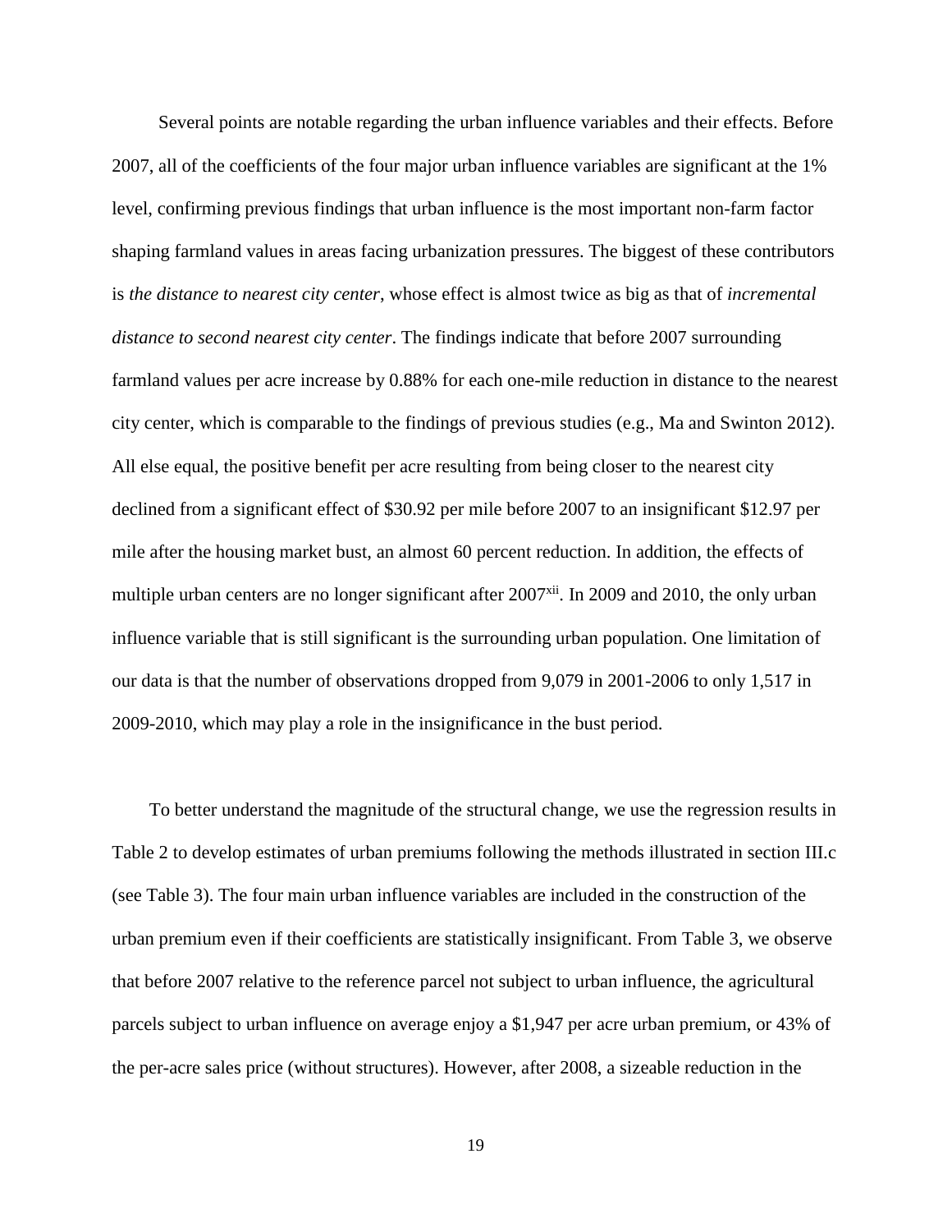Several points are notable regarding the urban influence variables and their effects. Before 2007, all of the coefficients of the four major urban influence variables are significant at the 1% level, confirming previous findings that urban influence is the most important non-farm factor shaping farmland values in areas facing urbanization pressures. The biggest of these contributors is *the distance to nearest city center*, whose effect is almost twice as big as that of *incremental distance to second nearest city center*. The findings indicate that before 2007 surrounding farmland values per acre increase by 0.88% for each one-mile reduction in distance to the nearest city center, which is comparable to the findings of previous studies (e.g., Ma and Swinton 2012). All else equal, the positive benefit per acre resulting from being closer to the nearest city declined from a significant effect of $30.92 per mile before 2007 to an insignificant $12.97 per mile after the housing market bust, an almost 60 percent reduction. In addition, the effects of multiple urban centers are no longer significant after 2007[xii]. In 2009 and 2010, the only urban influence variable that is still significant is the surrounding urban population. One limitation of our data is that the number of observations dropped from 9,079 in 2001-2006 to only 1,517 in 2009-2010, which may play a role in the insignificance in the bust period.

To better understand the magnitude of the structural change, we use the regression results in Table 2 to develop estimates of urban premiums following the methods illustrated in section III.c (see Table 3). The four main urban influence variables are included in the construction of the urban premium even if their coefficients are statistically insignificant. From Table 3, we observe that before 2007 relative to the reference parcel not subject to urban influence, the agricultural parcels subject to urban influence on average enjoy a $1,947 per acre urban premium, or 43% of the per-acre sales price (without structures). However, after 2008, a sizeable reduction in the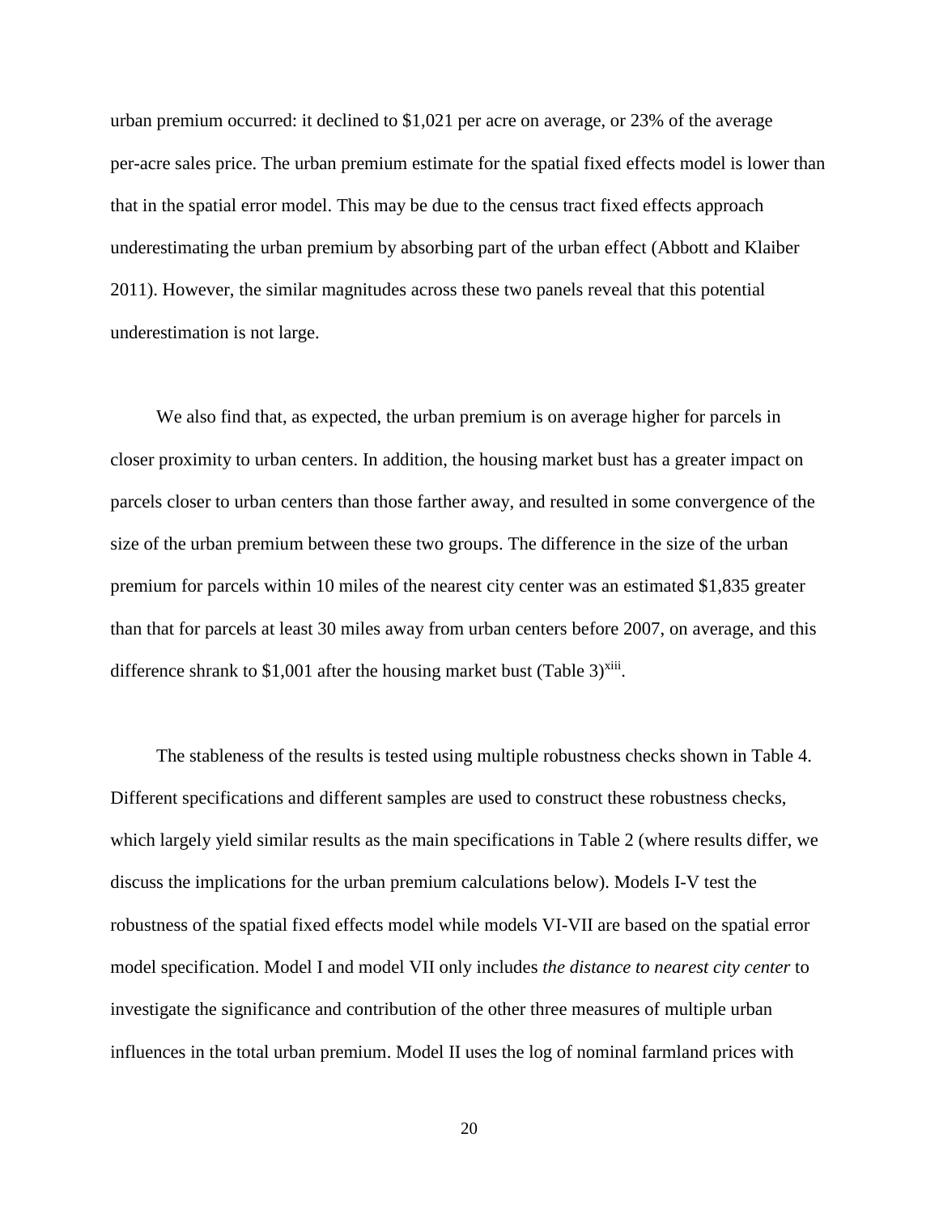urban premium occurred: it declined to $1,021 per acre on average, or 23% of the average per-acre sales price. The urban premium estimate for the spatial fixed effects model is lower than that in the spatial error model. This may be due to the census tract fixed effects approach underestimating the urban premium by absorbing part of the urban effect (Abbott and Klaiber 2011). However, the similar magnitudes across these two panels reveal that this potential underestimation is not large.

We also find that, as expected, the urban premium is on average higher for parcels in closer proximity to urban centers. In addition, the housing market bust has a greater impact on parcels closer to urban centers than those farther away, and resulted in some convergence of the size of the urban premium between these two groups. The difference in the size of the urban premium for parcels within 10 miles of the nearest city center was an estimated $1,835 greater than that for parcels at least 30 miles away from urban centers before 2007, on average, and this difference shrank to $1,001 after the housing market bust (Table 3)[xiii].

The stableness of the results is tested using multiple robustness checks shown in Table 4. Different specifications and different samples are used to construct these robustness checks, which largely yield similar results as the main specifications in Table 2 (where results differ, we discuss the implications for the urban premium calculations below). Models I-V test the robustness of the spatial fixed effects model while models VI-VII are based on the spatial error model specification. Model I and model VII only includes *the distance to nearest city center* to investigate the significance and contribution of the other three measures of multiple urban influences in the total urban premium. Model II uses the log of nominal farmland prices with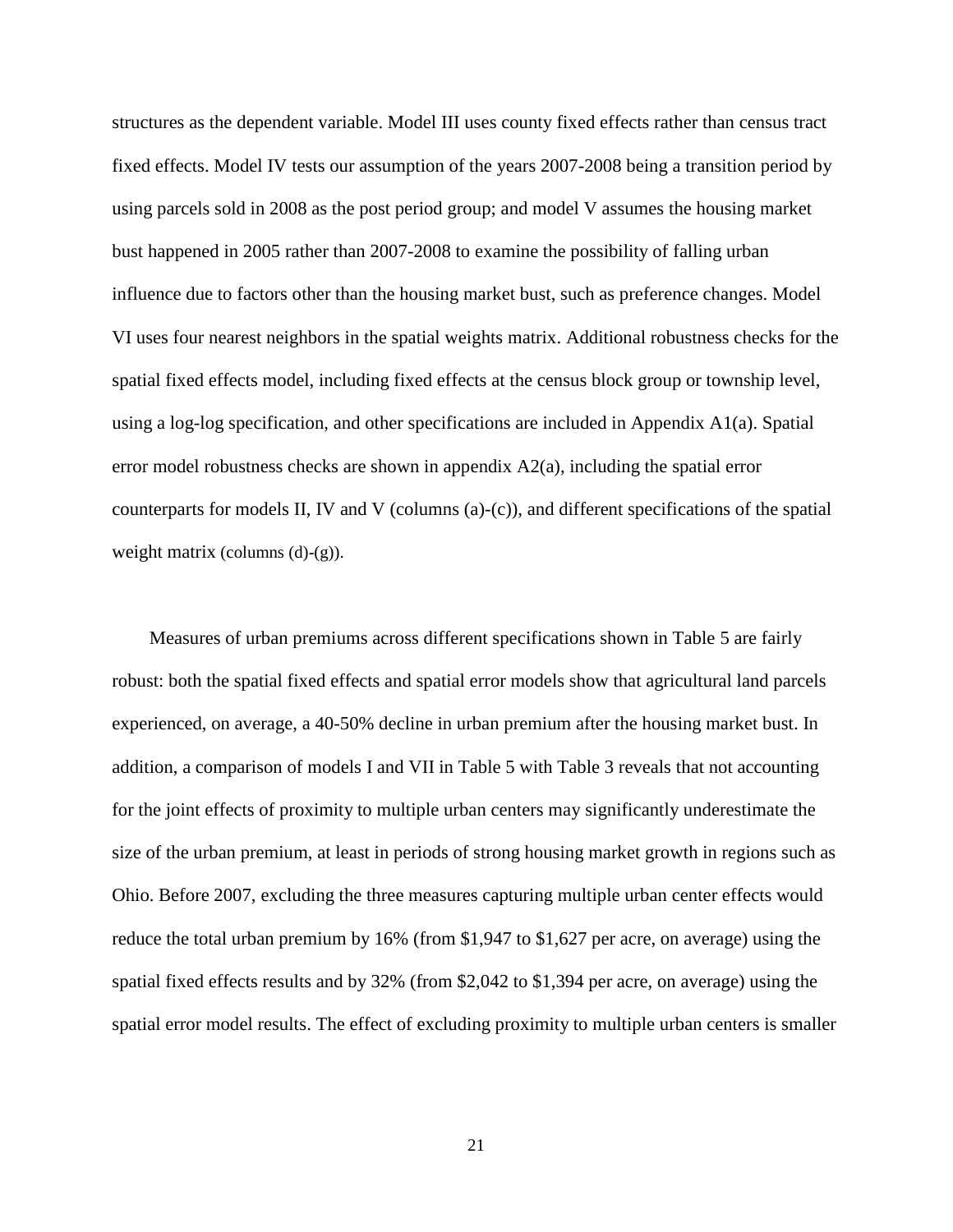structures as the dependent variable. Model III uses county fixed effects rather than census tract fixed effects. Model IV tests our assumption of the years 2007-2008 being a transition period by using parcels sold in 2008 as the post period group; and model V assumes the housing market bust happened in 2005 rather than 2007-2008 to examine the possibility of falling urban influence due to factors other than the housing market bust, such as preference changes. Model VI uses four nearest neighbors in the spatial weights matrix. Additional robustness checks for the spatial fixed effects model, including fixed effects at the census block group or township level, using a log-log specification, and other specifications are included in Appendix A1(a). Spatial error model robustness checks are shown in appendix A2(a), including the spatial error counterparts for models II, IV and V (columns (a)-(c)), and different specifications of the spatial weight matrix (columns (d)-(g)).

Measures of urban premiums across different specifications shown in Table 5 are fairly robust: both the spatial fixed effects and spatial error models show that agricultural land parcels experienced, on average, a 40-50% decline in urban premium after the housing market bust. In addition, a comparison of models I and VII in Table 5 with Table 3 reveals that not accounting for the joint effects of proximity to multiple urban centers may significantly underestimate the size of the urban premium, at least in periods of strong housing market growth in regions such as Ohio. Before 2007, excluding the three measures capturing multiple urban center effects would reduce the total urban premium by 16% (from $1,947 to $1,627 per acre, on average) using the spatial fixed effects results and by 32% (from $2,042 to $1,394 per acre, on average) using the spatial error model results. The effect of excluding proximity to multiple urban centers is smaller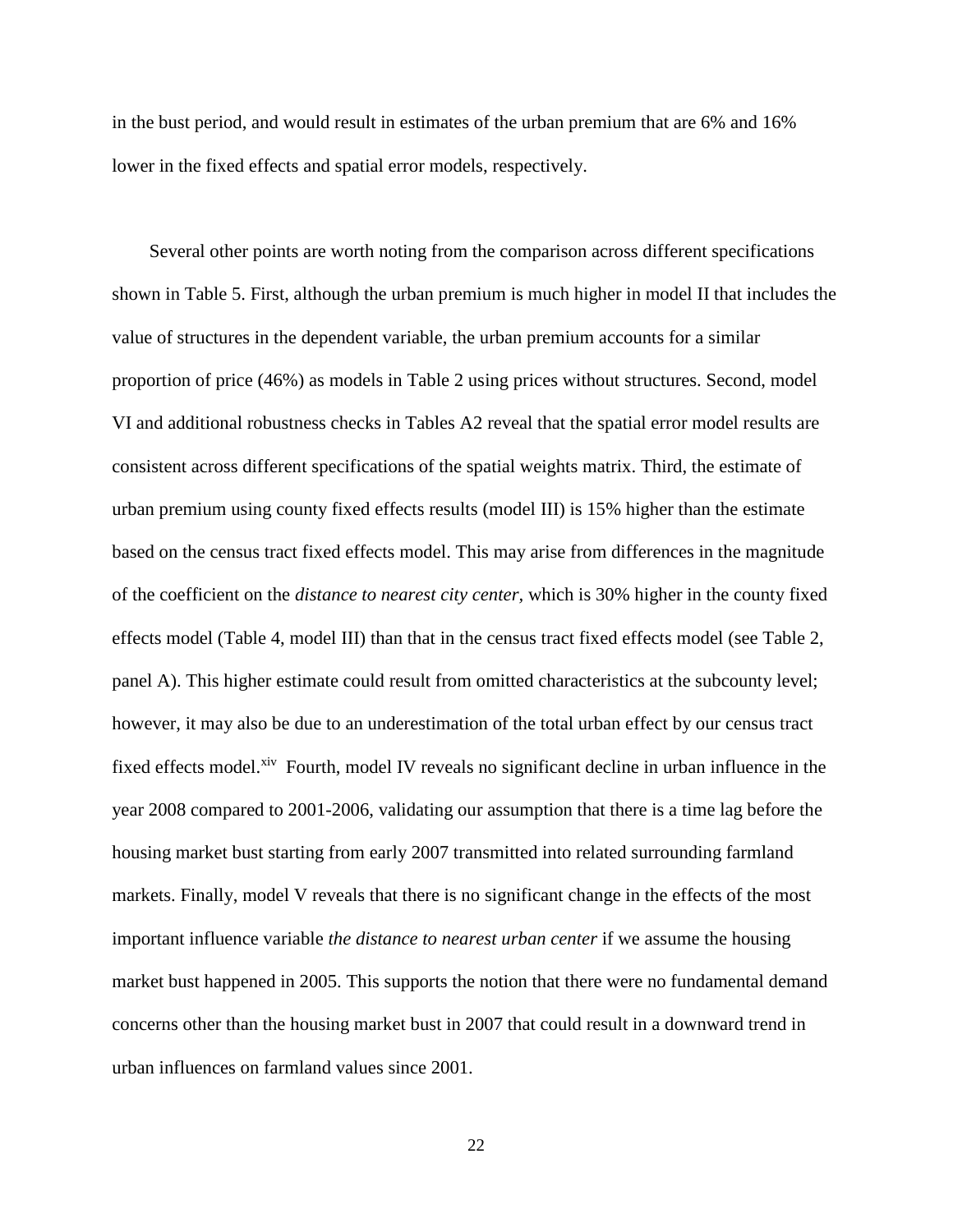in the bust period, and would result in estimates of the urban premium that are 6% and 16% lower in the fixed effects and spatial error models, respectively.

Several other points are worth noting from the comparison across different specifications shown in Table 5. First, although the urban premium is much higher in model II that includes the value of structures in the dependent variable, the urban premium accounts for a similar proportion of price (46%) as models in Table 2 using prices without structures. Second, model VI and additional robustness checks in Tables A2 reveal that the spatial error model results are consistent across different specifications of the spatial weights matrix. Third, the estimate of urban premium using county fixed effects results (model III) is 15% higher than the estimate based on the census tract fixed effects model. This may arise from differences in the magnitude of the coefficient on the *distance to nearest city center,* which is 30% higher in the county fixed effects model (Table 4, model III) than that in the census tract fixed effects model (see Table 2, panel A). This higher estimate could result from omitted characteristics at the subcounty level; however, it may also be due to an underestimation of the total urban effect by our census tract fixed effects model.[xiv] Fourth, model IV reveals no significant decline in urban influence in the year 2008 compared to 2001-2006, validating our assumption that there is a time lag before the housing market bust starting from early 2007 transmitted into related surrounding farmland markets. Finally, model V reveals that there is no significant change in the effects of the most important influence variable *the distance to nearest urban center* if we assume the housing market bust happened in 2005. This supports the notion that there were no fundamental demand concerns other than the housing market bust in 2007 that could result in a downward trend in urban influences on farmland values since 2001.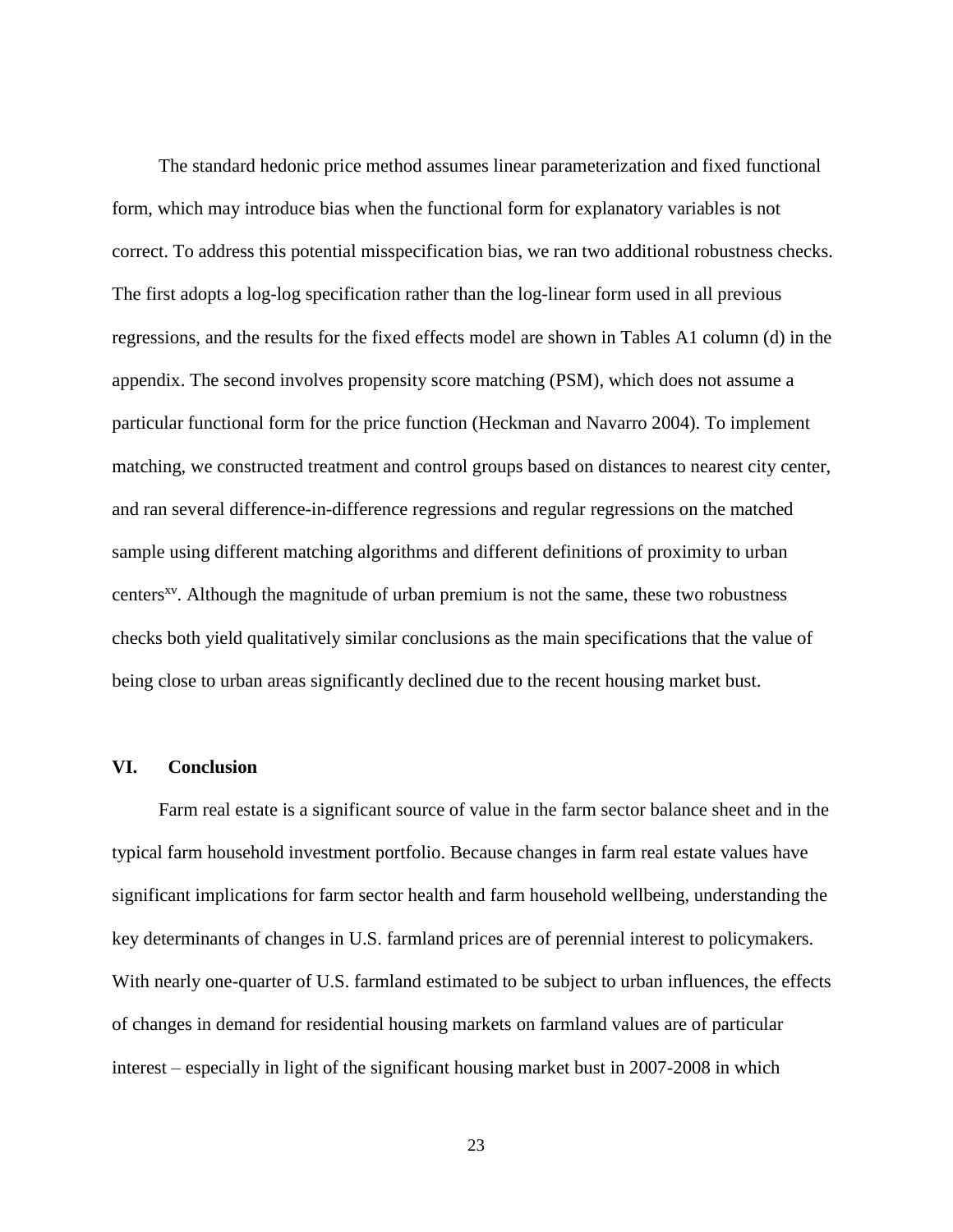The standard hedonic price method assumes linear parameterization and fixed functional form, which may introduce bias when the functional form for explanatory variables is not correct. To address this potential misspecification bias, we ran two additional robustness checks. The first adopts a log-log specification rather than the log-linear form used in all previous regressions, and the results for the fixed effects model are shown in Tables A1 column (d) in the appendix. The second involves propensity score matching (PSM), which does not assume a particular functional form for the price function (Heckman and Navarro 2004). To implement matching, we constructed treatment and control groups based on distances to nearest city center, and ran several difference-in-difference regressions and regular regressions on the matched sample using different matching algorithms and different definitions of proximity to urban centers[xv]. Although the magnitude of urban premium is not the same, these two robustness checks both yield qualitatively similar conclusions as the main specifications that the value of being close to urban areas significantly declined due to the recent housing market bust.

## VI. Conclusion

Farm real estate is a significant source of value in the farm sector balance sheet and in the typical farm household investment portfolio. Because changes in farm real estate values have significant implications for farm sector health and farm household wellbeing, understanding the key determinants of changes in U.S. farmland prices are of perennial interest to policymakers. With nearly one-quarter of U.S. farmland estimated to be subject to urban influences, the effects of changes in demand for residential housing markets on farmland values are of particular interest – especially in light of the significant housing market bust in 2007-2008 in which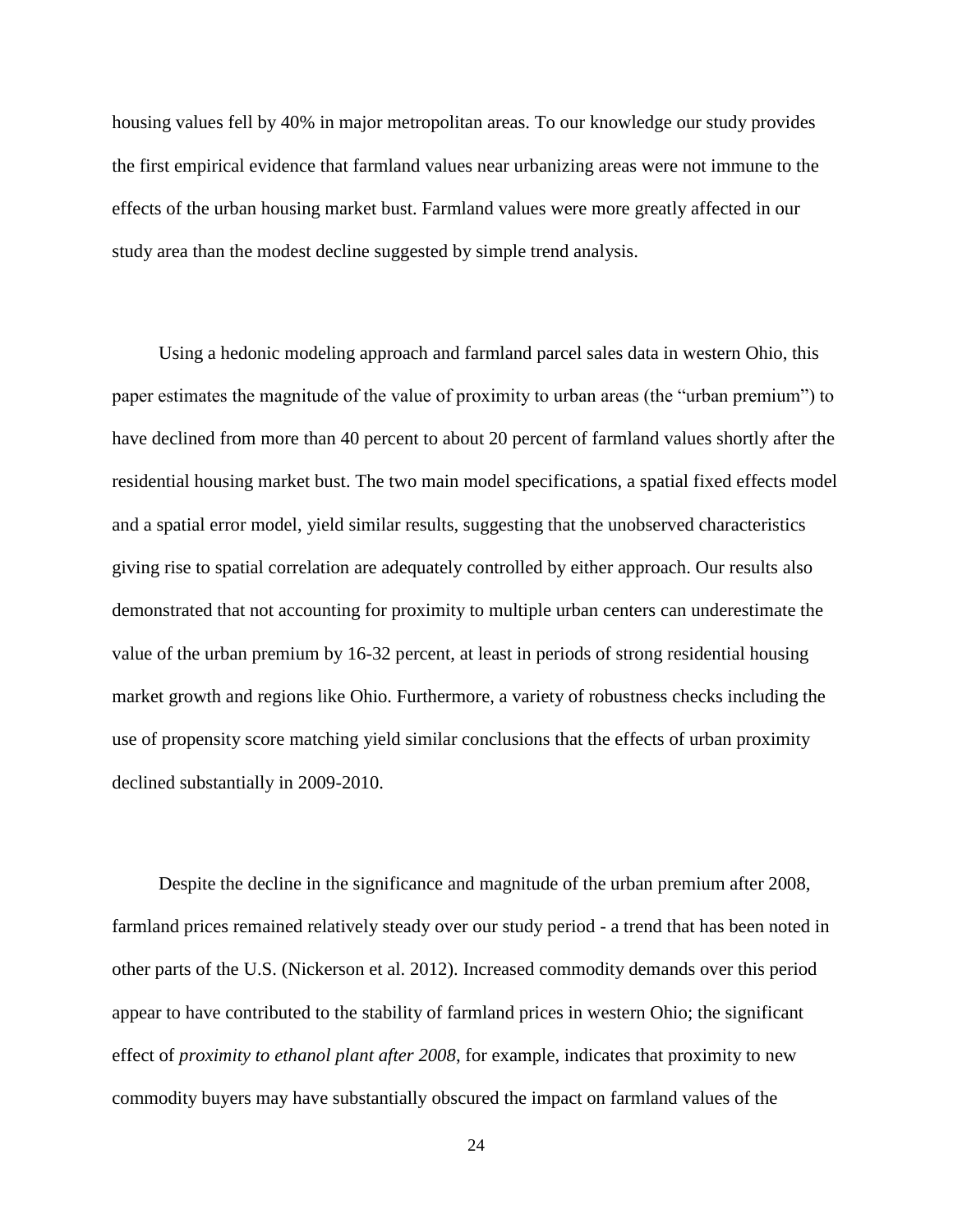housing values fell by 40% in major metropolitan areas. To our knowledge our study provides the first empirical evidence that farmland values near urbanizing areas were not immune to the effects of the urban housing market bust. Farmland values were more greatly affected in our study area than the modest decline suggested by simple trend analysis.

Using a hedonic modeling approach and farmland parcel sales data in western Ohio, this paper estimates the magnitude of the value of proximity to urban areas (the "urban premium") to have declined from more than 40 percent to about 20 percent of farmland values shortly after the residential housing market bust. The two main model specifications, a spatial fixed effects model and a spatial error model, yield similar results, suggesting that the unobserved characteristics giving rise to spatial correlation are adequately controlled by either approach. Our results also demonstrated that not accounting for proximity to multiple urban centers can underestimate the value of the urban premium by 16-32 percent, at least in periods of strong residential housing market growth and regions like Ohio. Furthermore, a variety of robustness checks including the use of propensity score matching yield similar conclusions that the effects of urban proximity declined substantially in 2009-2010.

Despite the decline in the significance and magnitude of the urban premium after 2008, farmland prices remained relatively steady over our study period - a trend that has been noted in other parts of the U.S. (Nickerson et al. 2012). Increased commodity demands over this period appear to have contributed to the stability of farmland prices in western Ohio; the significant effect of *proximity to ethanol plant after 2008*, for example, indicates that proximity to new commodity buyers may have substantially obscured the impact on farmland values of the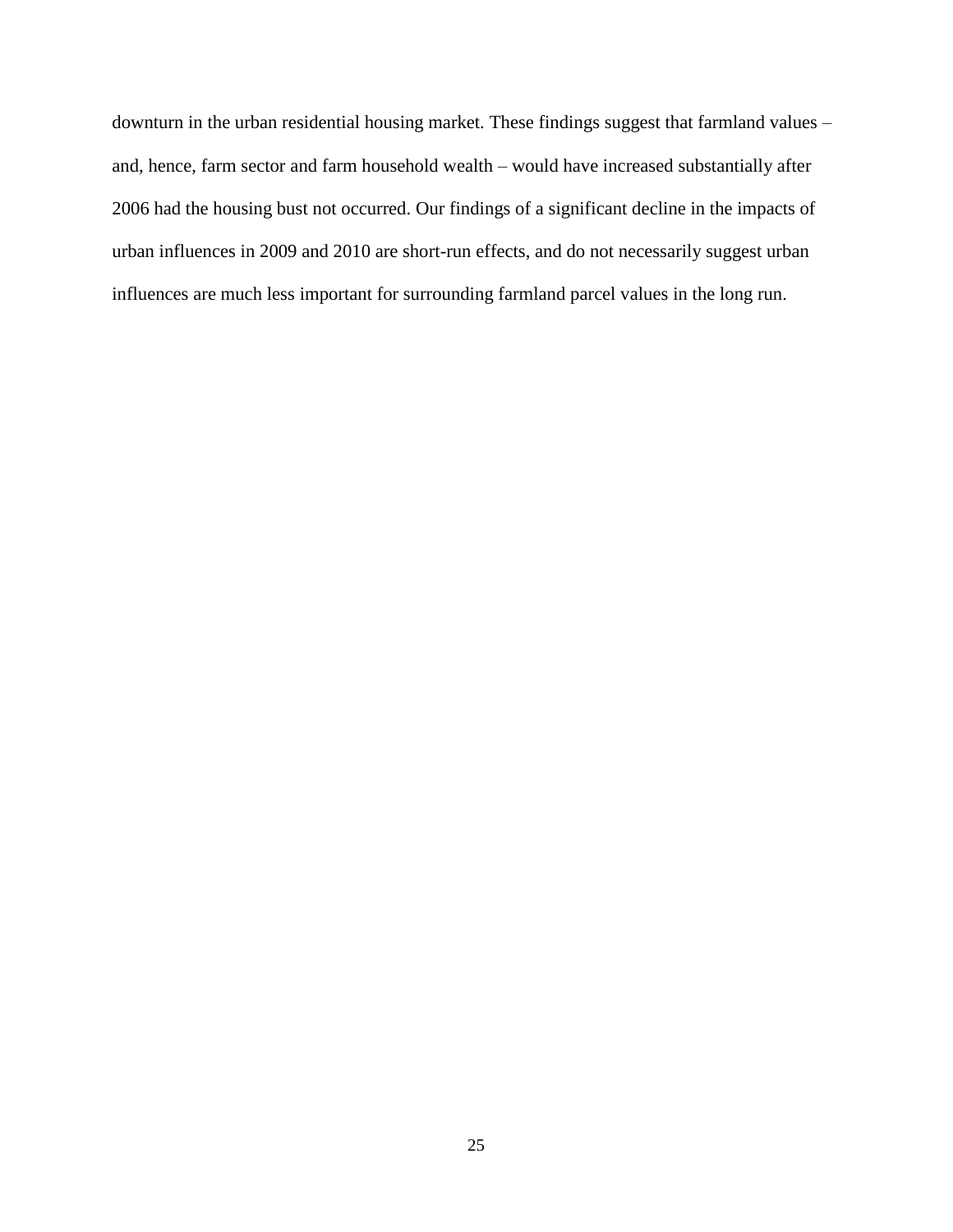downturn in the urban residential housing market. These findings suggest that farmland values – and, hence, farm sector and farm household wealth – would have increased substantially after 2006 had the housing bust not occurred. Our findings of a significant decline in the impacts of urban influences in 2009 and 2010 are short-run effects, and do not necessarily suggest urban influences are much less important for surrounding farmland parcel values in the long run.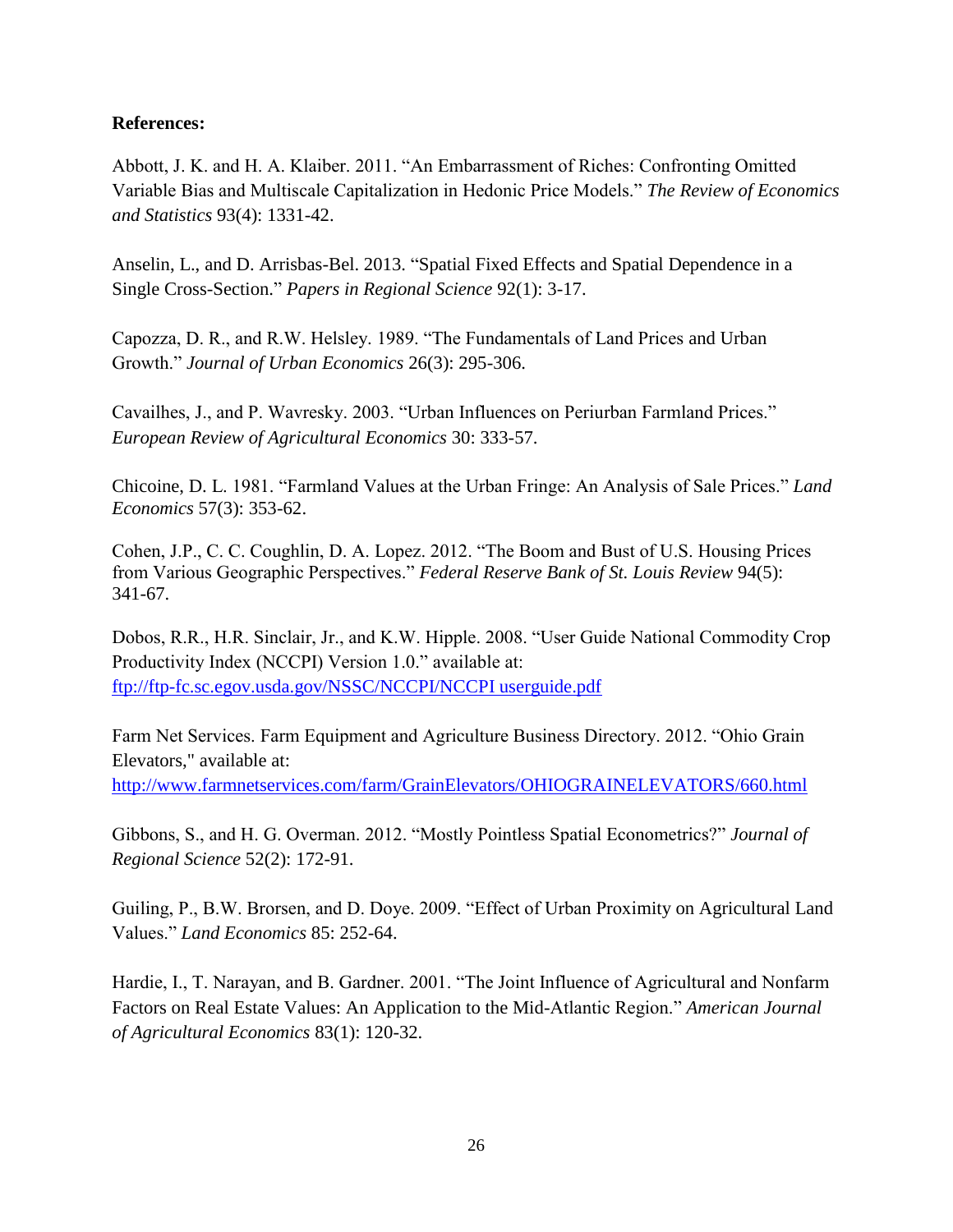**References:**

Abbott, J. K. and H. A. Klaiber. 2011. "An Embarrassment of Riches: Confronting Omitted Variable Bias and Multiscale Capitalization in Hedonic Price Models." *The Review of Economics and Statistics* 93(4): 1331-42.

Anselin, L., and D. Arrisbas-Bel. 2013. "Spatial Fixed Effects and Spatial Dependence in a Single Cross-Section." *Papers in Regional Science* 92(1): 3-17.

Capozza, D. R., and R.W. Helsley. 1989. "The Fundamentals of Land Prices and Urban Growth." *Journal of Urban Economics* 26(3): 295-306.

Cavailhes, J., and P. Wavresky. 2003. "Urban Influences on Periurban Farmland Prices." *European Review of Agricultural Economics* 30: 333-57.

Chicoine, D. L. 1981. "Farmland Values at the Urban Fringe: An Analysis of Sale Prices." *Land Economics* 57(3): 353-62.

Cohen, J.P., C. C. Coughlin, D. A. Lopez. 2012. "The Boom and Bust of U.S. Housing Prices from Various Geographic Perspectives." *Federal Reserve Bank of St. Louis Review* 94(5): 341-67.

Dobos, R.R., H.R. Sinclair, Jr., and K.W. Hipple. 2008. "User Guide National Commodity Crop Productivity Index (NCCPI) Version 1.0." available at: ftp://ftp-fc.sc.egov.usda.gov/NSSC/NCCPI/NCCPI userguide.pdf

Farm Net Services. Farm Equipment and Agriculture Business Directory. 2012. "Ohio Grain Elevators," available at: http://www.farmnetservices.com/farm/GrainElevators/OHIOGRAINELEVATORS/660.html

Gibbons, S., and H. G. Overman. 2012. "Mostly Pointless Spatial Econometrics?" *Journal of Regional Science* 52(2): 172-91.

Guiling, P., B.W. Brorsen, and D. Doye. 2009. "Effect of Urban Proximity on Agricultural Land Values." *Land Economics* 85: 252-64.

Hardie, I., T. Narayan, and B. Gardner. 2001. "The Joint Influence of Agricultural and Nonfarm Factors on Real Estate Values: An Application to the Mid-Atlantic Region." *American Journal of Agricultural Economics* 83(1): 120-32.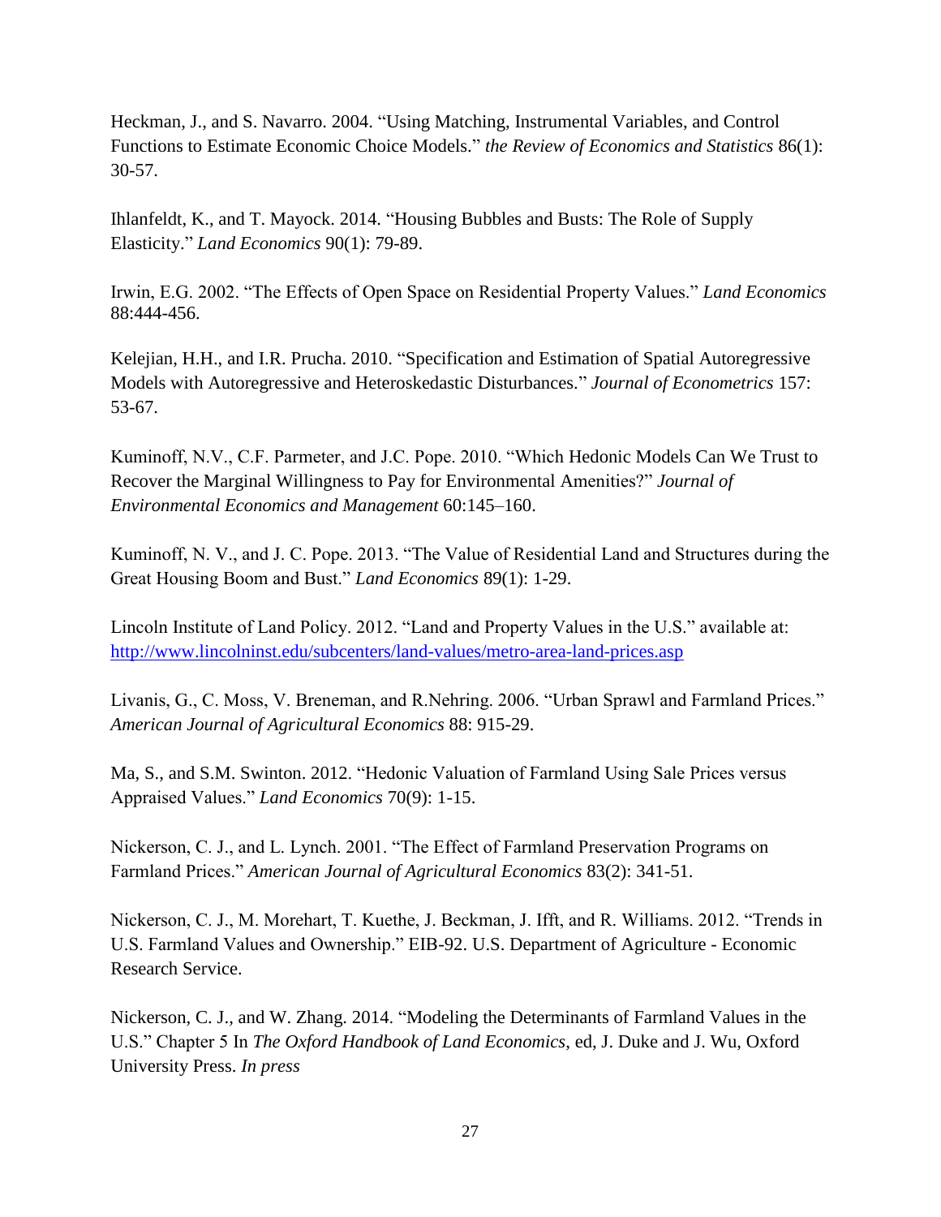Heckman, J., and S. Navarro. 2004. "Using Matching, Instrumental Variables, and Control Functions to Estimate Economic Choice Models." *the Review of Economics and Statistics* 86(1): 30-57.

Ihlanfeldt, K., and T. Mayock. 2014. "Housing Bubbles and Busts: The Role of Supply Elasticity." *Land Economics* 90(1): 79-89.

Irwin, E.G. 2002. "The Effects of Open Space on Residential Property Values." *Land Economics* 88:444-456.

Kelejian, H.H., and I.R. Prucha. 2010. "Specification and Estimation of Spatial Autoregressive Models with Autoregressive and Heteroskedastic Disturbances." *Journal of Econometrics* 157: 53-67.

Kuminoff, N.V., C.F. Parmeter, and J.C. Pope. 2010. "Which Hedonic Models Can We Trust to Recover the Marginal Willingness to Pay for Environmental Amenities?" *Journal of Environmental Economics and Management* 60:145–160.

Kuminoff, N. V., and J. C. Pope. 2013. "The Value of Residential Land and Structures during the Great Housing Boom and Bust." *Land Economics* 89(1): 1-29.

Lincoln Institute of Land Policy. 2012. "Land and Property Values in the U.S." available at: http://www.lincolninst.edu/subcenters/land-values/metro-area-land-prices.asp

Livanis, G., C. Moss, V. Breneman, and R.Nehring. 2006. "Urban Sprawl and Farmland Prices." *American Journal of Agricultural Economics* 88: 915-29.

Ma, S., and S.M. Swinton. 2012. "Hedonic Valuation of Farmland Using Sale Prices versus Appraised Values." *Land Economics* 70(9): 1-15.

Nickerson, C. J., and L. Lynch. 2001. "The Effect of Farmland Preservation Programs on Farmland Prices." *American Journal of Agricultural Economics* 83(2): 341-51.

Nickerson, C. J., M. Morehart, T. Kuethe, J. Beckman, J. Ifft, and R. Williams. 2012. "Trends in U.S. Farmland Values and Ownership." EIB-92. U.S. Department of Agriculture - Economic Research Service.

Nickerson, C. J., and W. Zhang. 2014. "Modeling the Determinants of Farmland Values in the U.S." Chapter 5 In *The Oxford Handbook of Land Economics*, ed, J. Duke and J. Wu, Oxford University Press. *In press*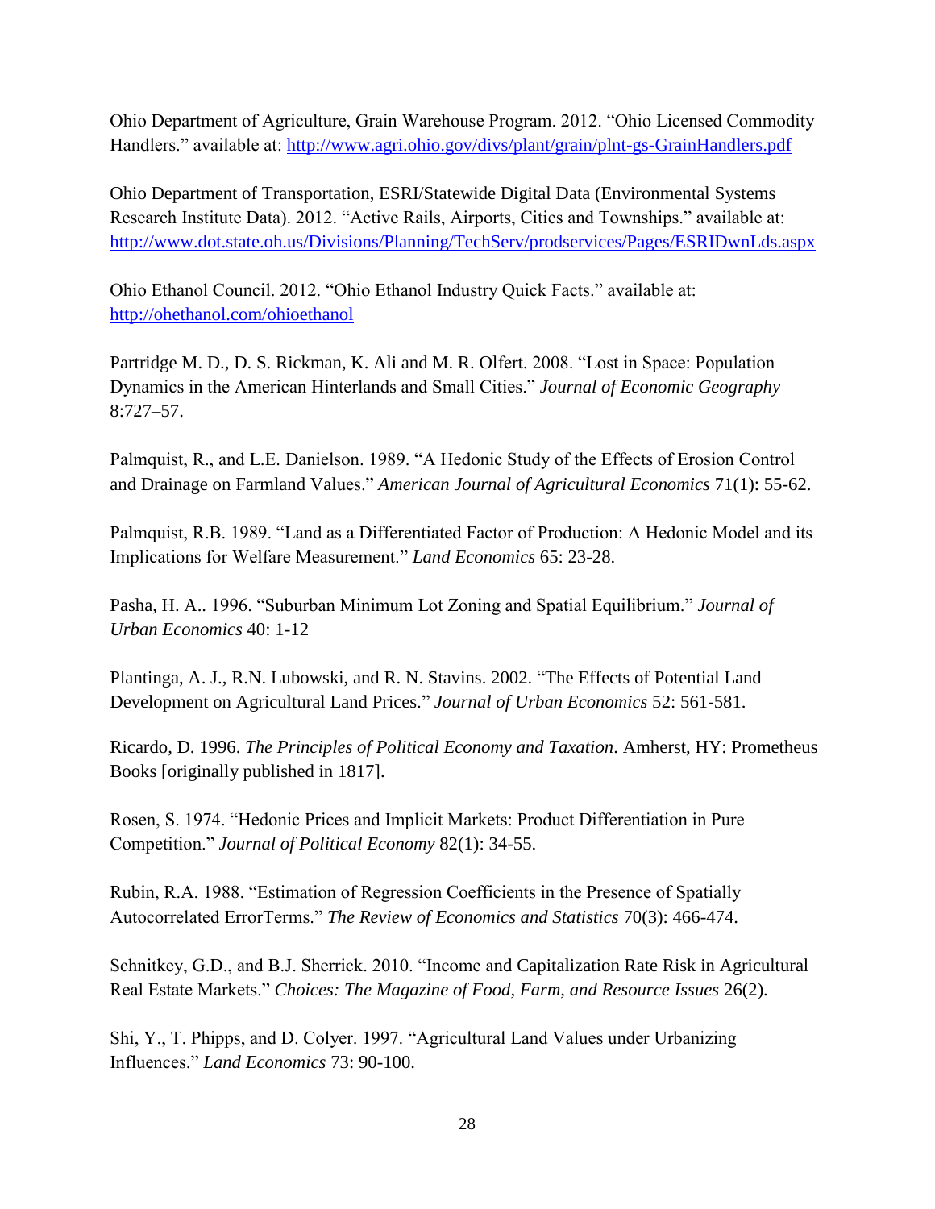Ohio Department of Agriculture, Grain Warehouse Program. 2012. "Ohio Licensed Commodity Handlers." available at: http://www.agri.ohio.gov/divs/plant/grain/plnt-gs-GrainHandlers.pdf

Ohio Department of Transportation, ESRI/Statewide Digital Data (Environmental Systems Research Institute Data). 2012. "Active Rails, Airports, Cities and Townships." available at: http://www.dot.state.oh.us/Divisions/Planning/TechServ/prodservices/Pages/ESRIDwnLds.aspx

Ohio Ethanol Council. 2012. "Ohio Ethanol Industry Quick Facts." available at: http://ohethanol.com/ohioethanol

Partridge M. D., D. S. Rickman, K. Ali and M. R. Olfert. 2008. "Lost in Space: Population Dynamics in the American Hinterlands and Small Cities." *Journal of Economic Geography* 8:727–57.

Palmquist, R., and L.E. Danielson. 1989. "A Hedonic Study of the Effects of Erosion Control and Drainage on Farmland Values." *American Journal of Agricultural Economics* 71(1): 55-62.

Palmquist, R.B. 1989. "Land as a Differentiated Factor of Production: A Hedonic Model and its Implications for Welfare Measurement." *Land Economics* 65: 23-28.

Pasha, H. A.. 1996. "Suburban Minimum Lot Zoning and Spatial Equilibrium." *Journal of Urban Economics* 40: 1-12

Plantinga, A. J., R.N. Lubowski, and R. N. Stavins. 2002. "The Effects of Potential Land Development on Agricultural Land Prices." *Journal of Urban Economics* 52: 561-581.

Ricardo, D. 1996. *The Principles of Political Economy and Taxation*. Amherst, HY: Prometheus Books [originally published in 1817].

Rosen, S. 1974. "Hedonic Prices and Implicit Markets: Product Differentiation in Pure Competition." *Journal of Political Economy* 82(1): 34-55.

Rubin, R.A. 1988. "Estimation of Regression Coefficients in the Presence of Spatially Autocorrelated ErrorTerms." *The Review of Economics and Statistics* 70(3): 466-474.

Schnitkey, G.D., and B.J. Sherrick. 2010. "Income and Capitalization Rate Risk in Agricultural Real Estate Markets." *Choices: The Magazine of Food, Farm, and Resource Issues* 26(2).

Shi, Y., T. Phipps, and D. Colyer. 1997. "Agricultural Land Values under Urbanizing Influences." *Land Economics* 73: 90-100.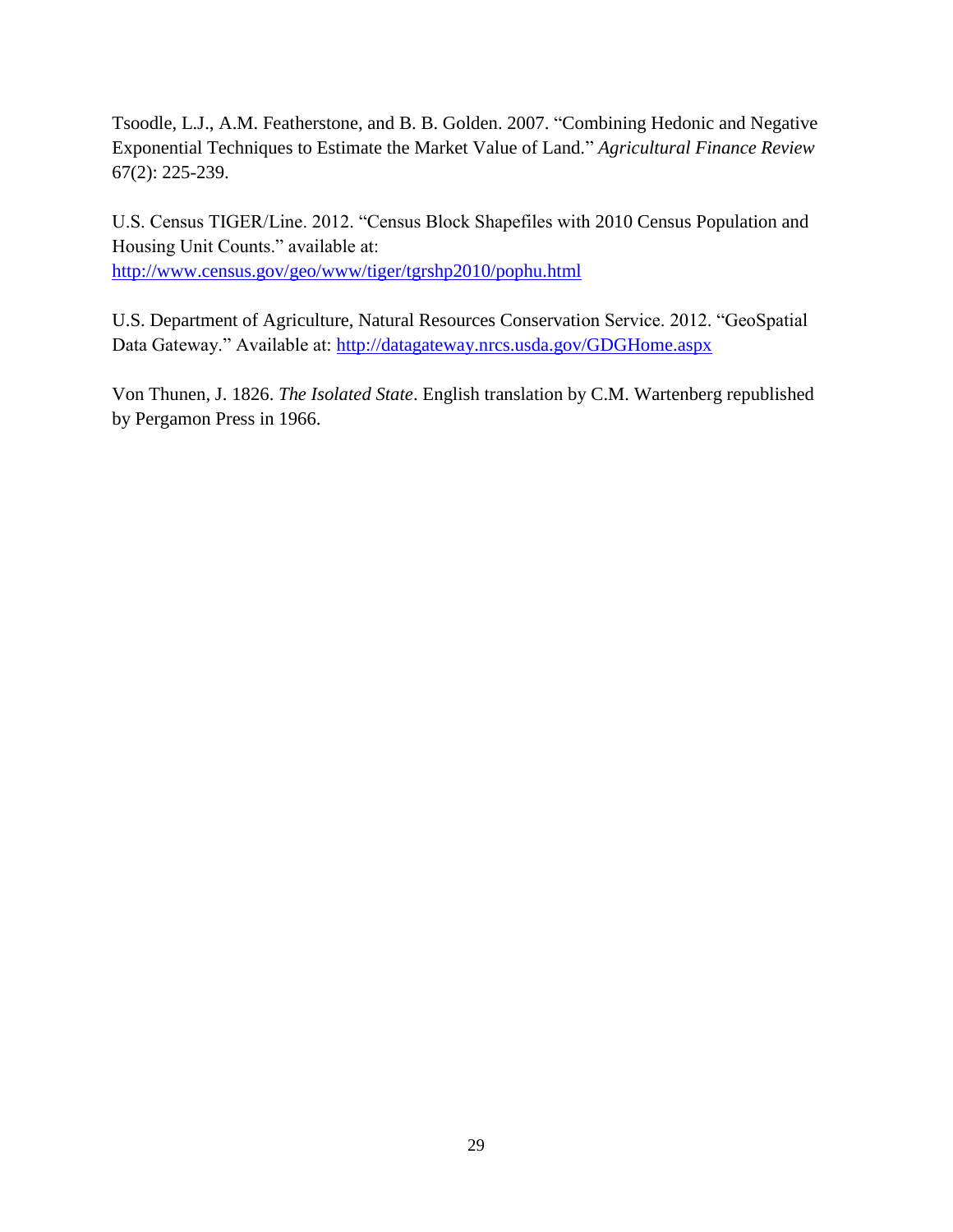Tsoodle, L.J., A.M. Featherstone, and B. B. Golden. 2007. "Combining Hedonic and Negative Exponential Techniques to Estimate the Market Value of Land." *Agricultural Finance Review* 67(2): 225-239.

U.S. Census TIGER/Line. 2012. "Census Block Shapefiles with 2010 Census Population and Housing Unit Counts." available at: [http://www.census.gov/geo/www/tiger/tgrshp2010/pophu.html](http://www.census.gov/geo/www/tiger/tgrshp2010/pophu.html)

U.S. Department of Agriculture, Natural Resources Conservation Service. 2012. "GeoSpatial Data Gateway." Available at: [http://datagateway.nrcs.usda.gov/GDGHome.aspx](http://datagateway.nrcs.usda.gov/GDGHome.aspx)

Von Thunen, J. 1826. *The Isolated State*. English translation by C.M. Wartenberg republished by Pergamon Press in 1966.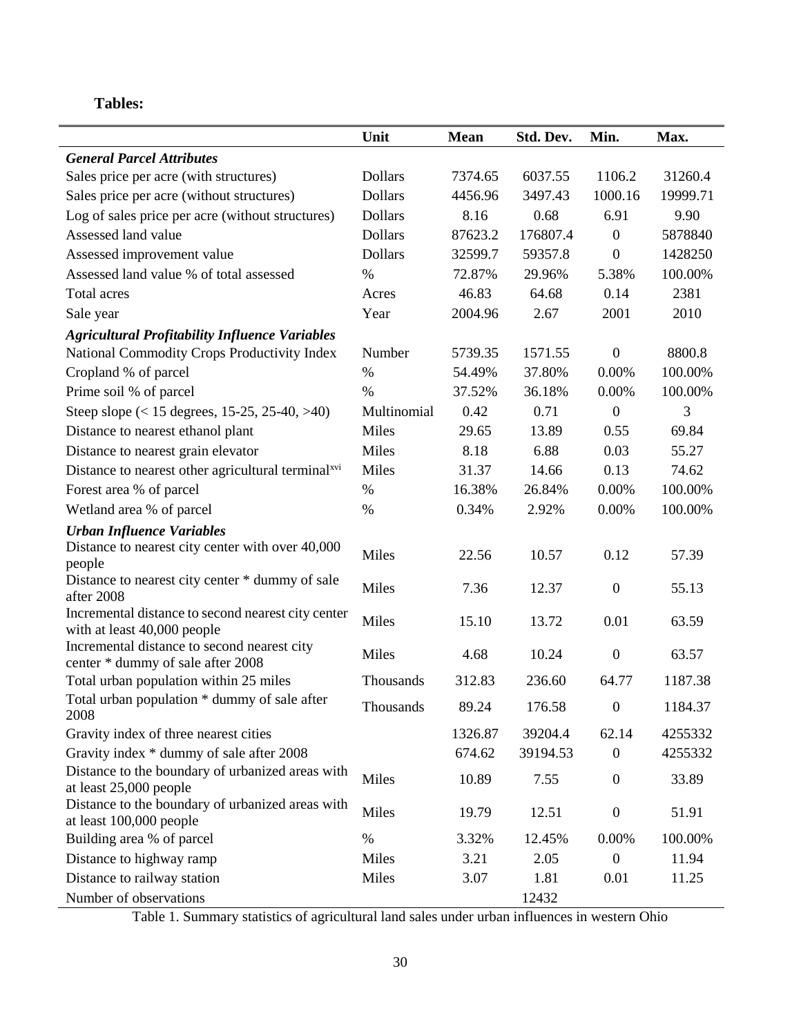**Tables:**

| | Unit | Mean | Std. Dev. | Min. | Max. |
|---|---|---|---|---|---|
| ***General Parcel Attributes*** | | | | | |
| Sales price per acre (with structures) | Dollars | 7374.65 | 6037.55 | 1106.2 | 31260.4 |
| Sales price per acre (without structures) | Dollars | 4456.96 | 3497.43 | 1000.16 | 19999.71 |
| Log of sales price per acre (without structures) | Dollars | 8.16 | 0.68 | 6.91 | 9.90 |
| Assessed land value | Dollars | 87623.2 | 176807.4 | 0 | 5878840 |
| Assessed improvement value | Dollars | 32599.7 | 59357.8 | 0 | 1428250 |
| Assessed land value % of total assessed | % | 72.87% | 29.96% | 5.38% | 100.00% |
| Total acres | Acres | 46.83 | 64.68 | 0.14 | 2381 |
| Sale year | Year | 2004.96 | 2.67 | 2001 | 2010 |
| ***Agricultural Profitability Influence Variables*** | | | | | |
| National Commodity Crops Productivity Index | Number | 5739.35 | 1571.55 | 0 | 8800.8 |
| Cropland % of parcel | % | 54.49% | 37.80% | 0.00% | 100.00% |
| Prime soil % of parcel | % | 37.52% | 36.18% | 0.00% | 100.00% |
| Steep slope (< 15 degrees, 15-25, 25-40, >40) | Multinomial | 0.42 | 0.71 | 0 | 3 |
| Distance to nearest ethanol plant | Miles | 29.65 | 13.89 | 0.55 | 69.84 |
| Distance to nearest grain elevator | Miles | 8.18 | 6.88 | 0.03 | 55.27 |
| Distance to nearest other agricultural terminal[xvi] | Miles | 31.37 | 14.66 | 0.13 | 74.62 |
| Forest area % of parcel | % | 16.38% | 26.84% | 0.00% | 100.00% |
| Wetland area % of parcel | % | 0.34% | 2.92% | 0.00% | 100.00% |
| ***Urban Influence Variables*** | | | | | |
| Distance to nearest city center with over 40,000 people | Miles | 22.56 | 10.57 | 0.12 | 57.39 |
| Distance to nearest city center * dummy of sale after 2008 | Miles | 7.36 | 12.37 | 0 | 55.13 |
| Incremental distance to second nearest city center with at least 40,000 people | Miles | 15.10 | 13.72 | 0.01 | 63.59 |
| Incremental distance to second nearest city center * dummy of sale after 2008 | Miles | 4.68 | 10.24 | 0 | 63.57 |
| Total urban population within 25 miles | Thousands | 312.83 | 236.60 | 64.77 | 1187.38 |
| Total urban population * dummy of sale after 2008 | Thousands | 89.24 | 176.58 | 0 | 1184.37 |
| Gravity index of three nearest cities | | 1326.87 | 39204.4 | 62.14 | 4255332 |
| Gravity index * dummy of sale after 2008 | | 674.62 | 39194.53 | 0 | 4255332 |
| Distance to the boundary of urbanized areas with at least 25,000 people | Miles | 10.89 | 7.55 | 0 | 33.89 |
| Distance to the boundary of urbanized areas with at least 100,000 people | Miles | 19.79 | 12.51 | 0 | 51.91 |
| Building area % of parcel | % | 3.32% | 12.45% | 0.00% | 100.00% |
| Distance to highway ramp | Miles | 3.21 | 2.05 | 0 | 11.94 |
| Distance to railway station | Miles | 3.07 | 1.81 | 0.01 | 11.25 |
| Number of observations | | | 12432 | | |

Table 1. Summary statistics of agricultural land sales under urban influences in western Ohio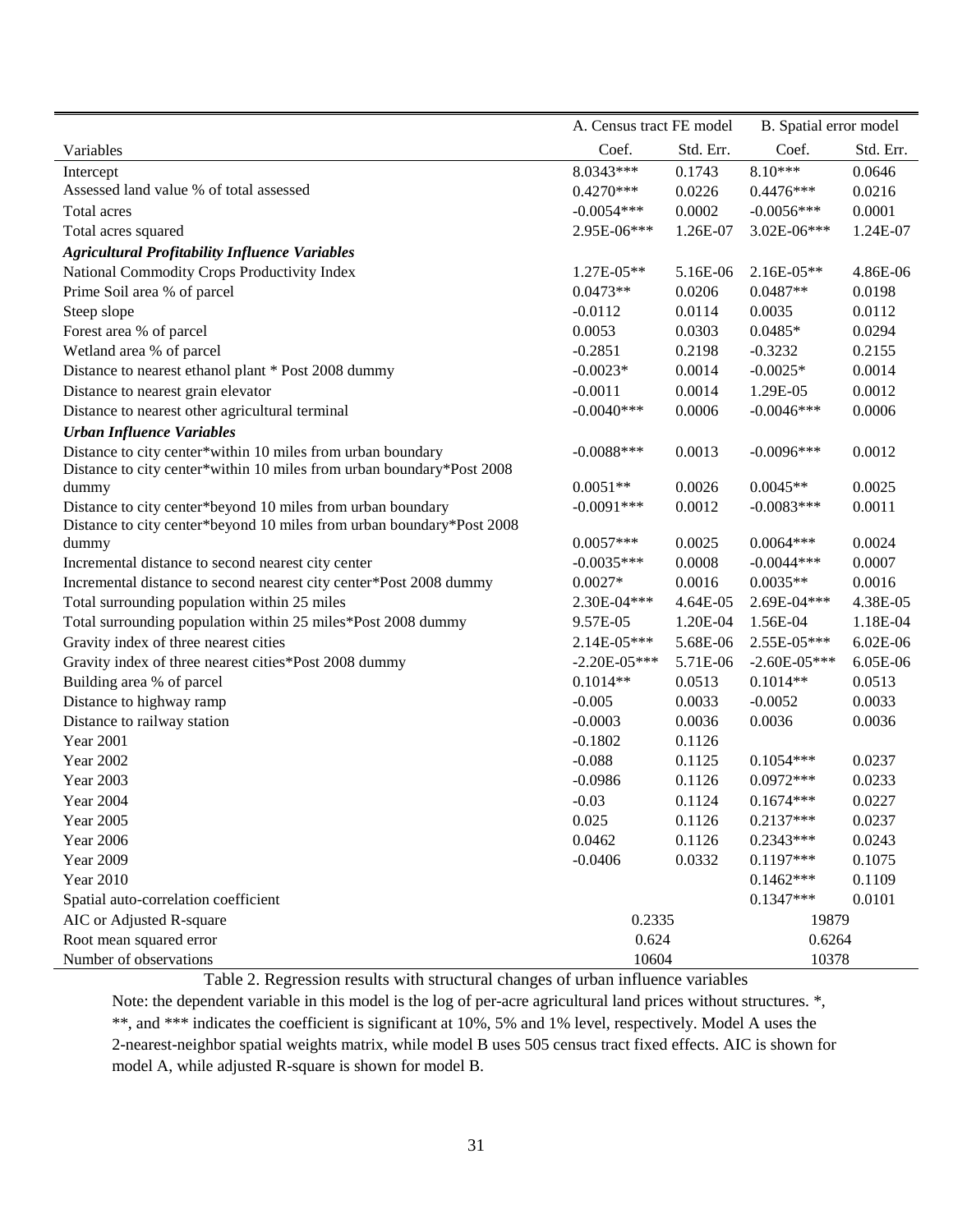| | A. Census tract FE model | | B. Spatial error model | |
|---|---|---|---|---|
| Variables | Coef. | Std. Err. | Coef. | Std. Err. |
| Intercept | 8.0343*** | 0.1743 | 8.10*** | 0.0646 |
| Assessed land value % of total assessed | 0.4270*** | 0.0226 | 0.4476*** | 0.0216 |
| Total acres | -0.0054*** | 0.0002 | -0.0056*** | 0.0001 |
| Total acres squared | 2.95E-06*** | 1.26E-07 | 3.02E-06*** | 1.24E-07 |
| ***Agricultural Profitability Influence Variables*** | | | | |
| National Commodity Crops Productivity Index | 1.27E-05** | 5.16E-06 | 2.16E-05** | 4.86E-06 |
| Prime Soil area % of parcel | 0.0473** | 0.0206 | 0.0487** | 0.0198 |
| Steep slope | -0.0112 | 0.0114 | 0.0035 | 0.0112 |
| Forest area % of parcel | 0.0053 | 0.0303 | 0.0485* | 0.0294 |
| Wetland area % of parcel | -0.2851 | 0.2198 | -0.3232 | 0.2155 |
| Distance to nearest ethanol plant * Post 2008 dummy | -0.0023* | 0.0014 | -0.0025* | 0.0014 |
| Distance to nearest grain elevator | -0.0011 | 0.0014 | 1.29E-05 | 0.0012 |
| Distance to nearest other agricultural terminal | -0.0040*** | 0.0006 | -0.0046*** | 0.0006 |
| ***Urban Influence Variables*** | | | | |
| Distance to city center*within 10 miles from urban boundary | -0.0088*** | 0.0013 | -0.0096*** | 0.0012 |
| Distance to city center*within 10 miles from urban boundary*Post 2008 dummy | 0.0051** | 0.0026 | 0.0045** | 0.0025 |
| Distance to city center*beyond 10 miles from urban boundary | -0.0091*** | 0.0012 | -0.0083*** | 0.0011 |
| Distance to city center*beyond 10 miles from urban boundary*Post 2008 dummy | 0.0057*** | 0.0025 | 0.0064*** | 0.0024 |
| Incremental distance to second nearest city center | -0.0035*** | 0.0008 | -0.0044*** | 0.0007 |
| Incremental distance to second nearest city center*Post 2008 dummy | 0.0027* | 0.0016 | 0.0035** | 0.0016 |
| Total surrounding population within 25 miles | 2.30E-04*** | 4.64E-05 | 2.69E-04*** | 4.38E-05 |
| Total surrounding population within 25 miles*Post 2008 dummy | 9.57E-05 | 1.20E-04 | 1.56E-04 | 1.18E-04 |
| Gravity index of three nearest cities | 2.14E-05*** | 5.68E-06 | 2.55E-05*** | 6.02E-06 |
| Gravity index of three nearest cities*Post 2008 dummy | -2.20E-05*** | 5.71E-06 | -2.60E-05*** | 6.05E-06 |
| Building area % of parcel | 0.1014** | 0.0513 | 0.1014** | 0.0513 |
| Distance to highway ramp | -0.005 | 0.0033 | -0.0052 | 0.0033 |
| Distance to railway station | -0.0003 | 0.0036 | 0.0036 | 0.0036 |
| Year 2001 | -0.1802 | 0.1126 | | |
| Year 2002 | -0.088 | 0.1125 | 0.1054*** | 0.0237 |
| Year 2003 | -0.0986 | 0.1126 | 0.0972*** | 0.0233 |
| Year 2004 | -0.03 | 0.1124 | 0.1674*** | 0.0227 |
| Year 2005 | 0.025 | 0.1126 | 0.2137*** | 0.0237 |
| Year 2006 | 0.0462 | 0.1126 | 0.2343*** | 0.0243 |
| Year 2009 | -0.0406 | 0.0332 | 0.1197*** | 0.1075 |
| Year 2010 | | | 0.1462*** | 0.1109 |
| Spatial auto-correlation coefficient | | | 0.1347*** | 0.0101 |
| AIC or Adjusted R-square | 0.2335 | | 19879 | |
| Root mean squared error | 0.624 | | 0.6264 | |
| Number of observations | 10604 | | 10378 | |

Table 2. Regression results with structural changes of urban influence variables

Note: the dependent variable in this model is the log of per-acre agricultural land prices without structures. *, **, and *** indicates the coefficient is significant at 10%, 5% and 1% level, respectively. Model A uses the 2-nearest-neighbor spatial weights matrix, while model B uses 505 census tract fixed effects. AIC is shown for model A, while adjusted R-square is shown for model B.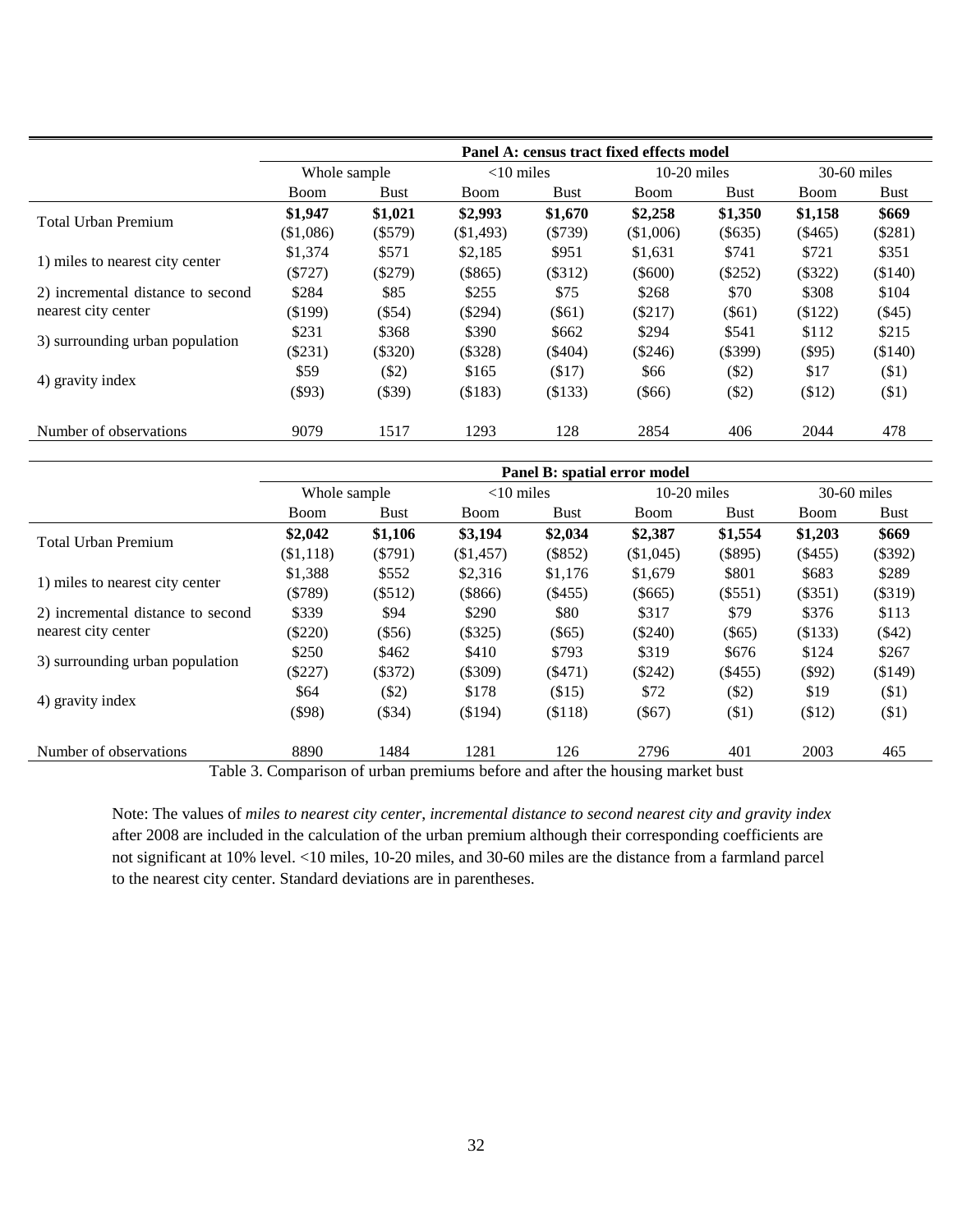| | Panel A: census tract fixed effects model | | | | | | | |
|---|---|---|---|---|---|---|---|---|
| | Whole sample | | <10 miles | | 10-20 miles | | 30-60 miles | |
| | Boom | Bust | Boom | Bust | Boom | Bust | Boom | Bust |
| Total Urban Premium | **$1,947** | **$1,021** | **$2,993** | **$1,670** | **$2,258** | **$1,350** | **$1,158** | **$669** |
| | ($1,086) | ($579) | ($1,493) | ($739) | ($1,006) | ($635) | ($465) | ($281) |
| 1) miles to nearest city center | $1,374 | $571 | $2,185 | $951 | $1,631 | $741 | $721 | $351 |
| | ($727) | ($279) | ($865) | ($312) | ($600) | ($252) | ($322) | ($140) |
| 2) incremental distance to second nearest city center | $284 | $85 | $255 | $75 | $268 | $70 | $308 | $104 |
| | ($199) | ($54) | ($294) | ($61) | ($217) | ($61) | ($122) | ($45) |
| 3) surrounding urban population | $231 | $368 | $390 | $662 | $294 | $541 | $112 | $215 |
| | ($231) | ($320) | ($328) | ($404) | ($246) | ($399) | ($95) | ($140) |
| 4) gravity index | $59 | ($2) | $165 | ($17) | $66 | ($2) | $17 | ($1) |
| | ($93) | ($39) | ($183) | ($133) | ($66) | ($2) | ($12) | ($1) |
| Number of observations | 9079 | 1517 | 1293 | 128 | 2854 | 406 | 2044 | 478 |

| | Panel B: spatial error model | | | | | | | |
|---|---|---|---|---|---|---|---|---|
| | Whole sample | | <10 miles | | 10-20 miles | | 30-60 miles | |
| | Boom | Bust | Boom | Bust | Boom | Bust | Boom | Bust |
| Total Urban Premium | **$2,042** | **$1,106** | **$3,194** | **$2,034** | **$2,387** | **$1,554** | **$1,203** | **$669** |
| | ($1,118) | ($791) | ($1,457) | ($852) | ($1,045) | ($895) | ($455) | ($392) |
| 1) miles to nearest city center | $1,388 | $552 | $2,316 | $1,176 | $1,679 | $801 | $683 | $289 |
| | ($789) | ($512) | ($866) | ($455) | ($665) | ($551) | ($351) | ($319) |
| 2) incremental distance to second nearest city center | $339 | $94 | $290 | $80 | $317 | $79 | $376 | $113 |
| | ($220) | ($56) | ($325) | ($65) | ($240) | ($65) | ($133) | ($42) |
| 3) surrounding urban population | $250 | $462 | $410 | $793 | $319 | $676 | $124 | $267 |
| | ($227) | ($372) | ($309) | ($471) | ($242) | ($455) | ($92) | ($149) |
| 4) gravity index | $64 | ($2) | $178 | ($15) | $72 | ($2) | $19 | ($1) |
| | ($98) | ($34) | ($194) | ($118) | ($67) | ($1) | ($12) | ($1) |
| Number of observations | 8890 | 1484 | 1281 | 126 | 2796 | 401 | 2003 | 465 |

Table 3. Comparison of urban premiums before and after the housing market bust

Note: The values of *miles to nearest city center*, *incremental distance to second nearest city and gravity index* after 2008 are included in the calculation of the urban premium although their corresponding coefficients are not significant at 10% level. <10 miles, 10-20 miles, and 30-60 miles are the distance from a farmland parcel to the nearest city center. Standard deviations are in parentheses.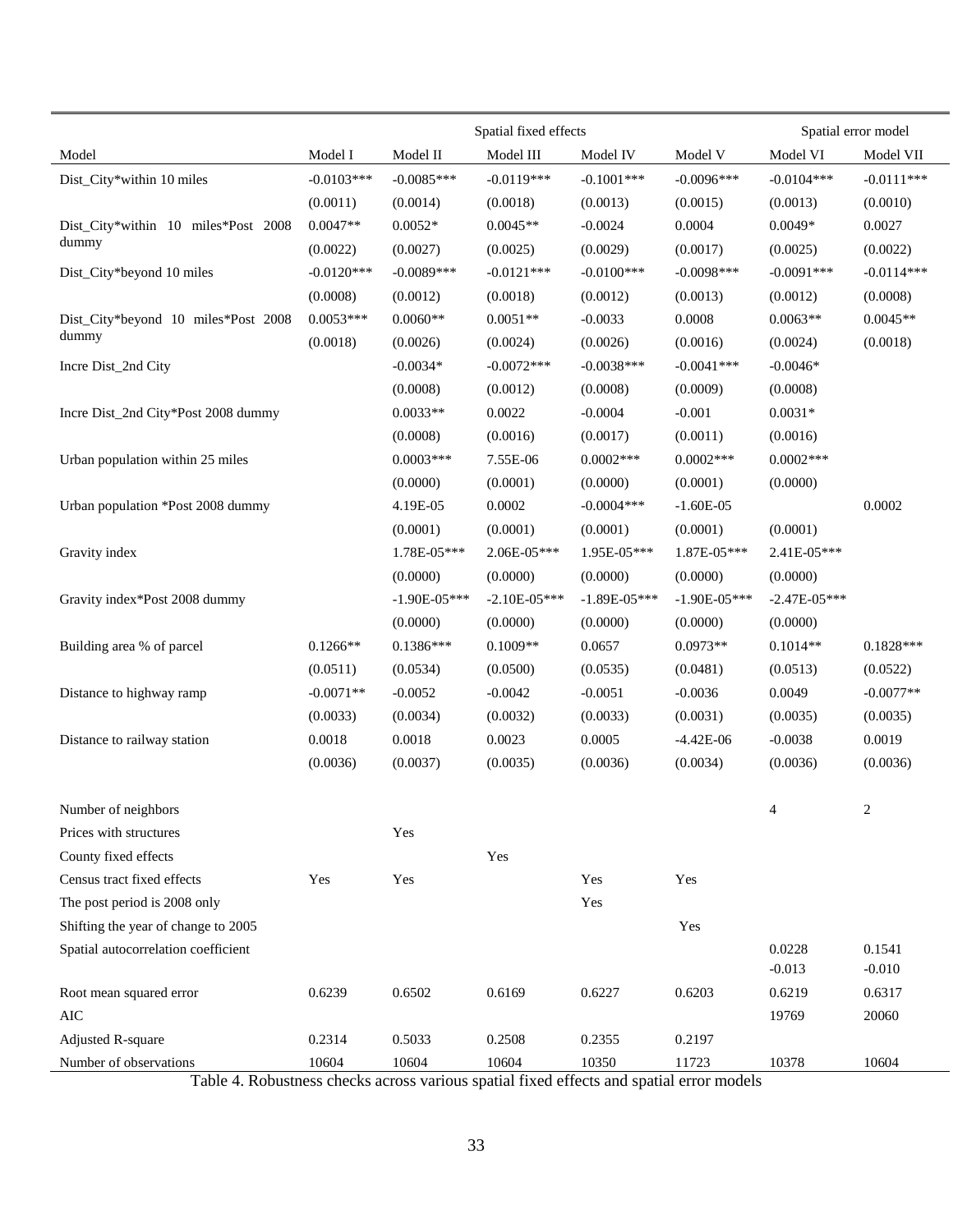| | | Spatial fixed effects | | | | Spatial error model | |
|---|---|---|---|---|---|---|---|
| Model | Model I | Model II | Model III | Model IV | Model V | Model VI | Model VII |
| Dist_City*within 10 miles | -0.0103*** | -0.0085*** | -0.0119*** | -0.1001*** | -0.0096*** | -0.0104*** | -0.0111*** |
| | (0.0011) | (0.0014) | (0.0018) | (0.0013) | (0.0015) | (0.0013) | (0.0010) |
| Dist_City*within 10 miles*Post 2008 dummy | 0.0047** | 0.0052* | 0.0045** | -0.0024 | 0.0004 | 0.0049* | 0.0027 |
| | (0.0022) | (0.0027) | (0.0025) | (0.0029) | (0.0017) | (0.0025) | (0.0022) |
| Dist_City*beyond 10 miles | -0.0120*** | -0.0089*** | -0.0121*** | -0.0100*** | -0.0098*** | -0.0091*** | -0.0114*** |
| | (0.0008) | (0.0012) | (0.0018) | (0.0012) | (0.0013) | (0.0012) | (0.0008) |
| Dist_City*beyond 10 miles*Post 2008 dummy | 0.0053*** | 0.0060** | 0.0051** | -0.0033 | 0.0008 | 0.0063** | 0.0045** |
| | (0.0018) | (0.0026) | (0.0024) | (0.0026) | (0.0016) | (0.0024) | (0.0018) |
| Incre Dist_2nd City | | -0.0034* | -0.0072*** | -0.0038*** | -0.0041*** | -0.0046* | |
| | | (0.0008) | (0.0012) | (0.0008) | (0.0009) | (0.0008) | |
| Incre Dist_2nd City*Post 2008 dummy | | 0.0033** | 0.0022 | -0.0004 | -0.001 | 0.0031* | |
| | | (0.0008) | (0.0016) | (0.0017) | (0.0011) | (0.0016) | |
| Urban population within 25 miles | | 0.0003*** | 7.55E-06 | 0.0002*** | 0.0002*** | 0.0002*** | |
| | | (0.0000) | (0.0001) | (0.0000) | (0.0001) | (0.0000) | |
| Urban population *Post 2008 dummy | | 4.19E-05 | 0.0002 | -0.0004*** | -1.60E-05 | | 0.0002 |
| | | (0.0001) | (0.0001) | (0.0001) | (0.0001) | (0.0001) | |
| Gravity index | | 1.78E-05*** | 2.06E-05*** | 1.95E-05*** | 1.87E-05*** | 2.41E-05*** | |
| | | (0.0000) | (0.0000) | (0.0000) | (0.0000) | (0.0000) | |
| Gravity index*Post 2008 dummy | | -1.90E-05*** | -2.10E-05*** | -1.89E-05*** | -1.90E-05*** | -2.47E-05*** | |
| | | (0.0000) | (0.0000) | (0.0000) | (0.0000) | (0.0000) | |
| Building area % of parcel | 0.1266** | 0.1386*** | 0.1009** | 0.0657 | 0.0973** | 0.1014** | 0.1828*** |
| | (0.0511) | (0.0534) | (0.0500) | (0.0535) | (0.0481) | (0.0513) | (0.0522) |
| Distance to highway ramp | -0.0071** | -0.0052 | -0.0042 | -0.0051 | -0.0036 | 0.0049 | -0.0077** |
| | (0.0033) | (0.0034) | (0.0032) | (0.0033) | (0.0031) | (0.0035) | (0.0035) |
| Distance to railway station | 0.0018 | 0.0018 | 0.0023 | 0.0005 | -4.42E-06 | -0.0038 | 0.0019 |
| | (0.0036) | (0.0037) | (0.0035) | (0.0036) | (0.0034) | (0.0036) | (0.0036) |
| Number of neighbors | | | | | | 4 | 2 |
| Prices with structures | | Yes | | | | | |
| County fixed effects | | | Yes | | | | |
| Census tract fixed effects | Yes | Yes | | Yes | Yes | | |
| The post period is 2008 only | | | | Yes | | | |
| Shifting the year of change to 2005 | | | | | Yes | | |
| Spatial autocorrelation coefficient | | | | | | 0.0228 | 0.1541 |
| | | | | | | -0.013 | -0.010 |
| Root mean squared error | 0.6239 | 0.6502 | 0.6169 | 0.6227 | 0.6203 | 0.6219 | 0.6317 |
| AIC | | | | | | 19769 | 20060 |
| Adjusted R-square | 0.2314 | 0.5033 | 0.2508 | 0.2355 | 0.2197 | | |
| Number of observations | 10604 | 10604 | 10604 | 10350 | 11723 | 10378 | 10604 |

Table 4. Robustness checks across various spatial fixed effects and spatial error models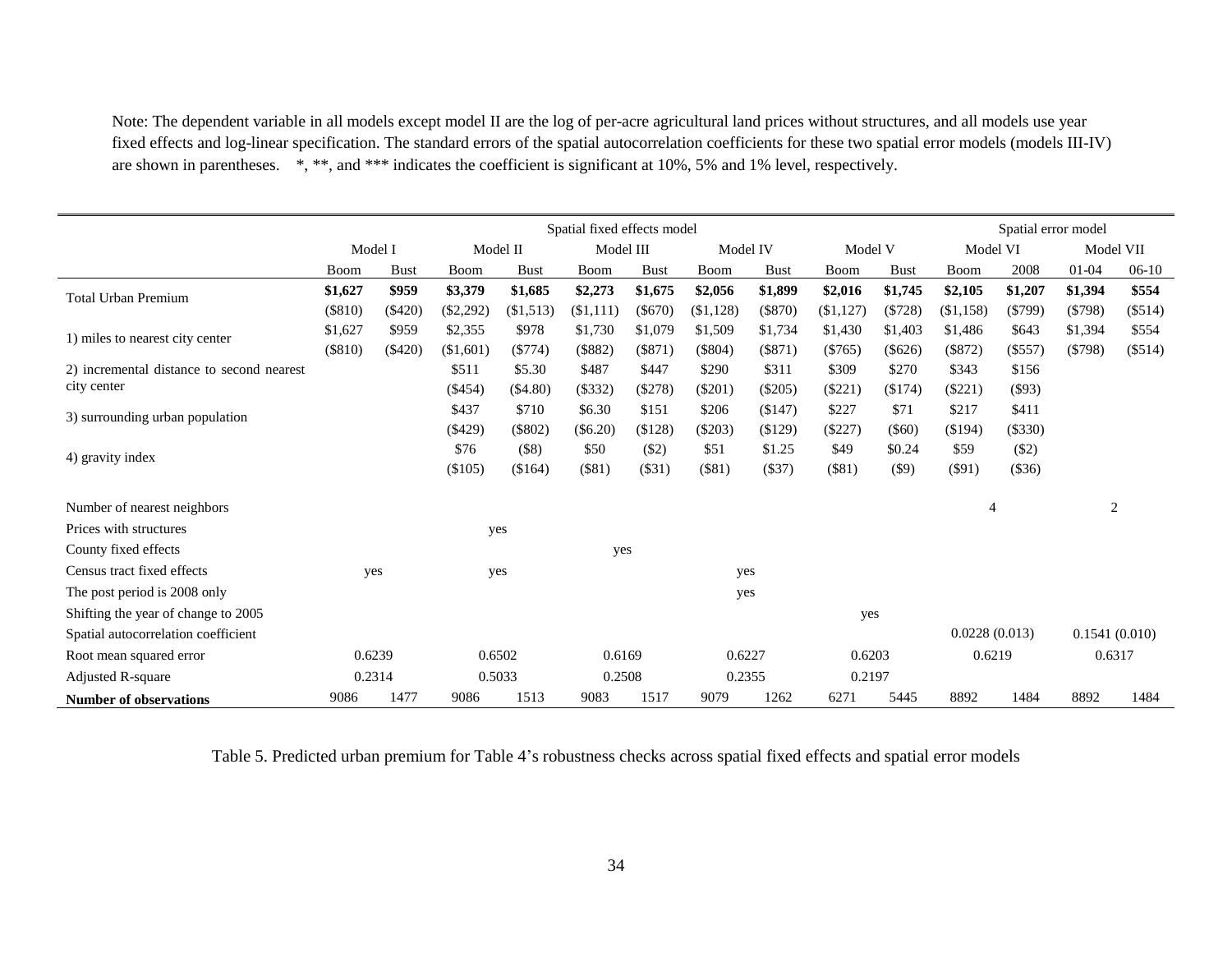Note: The dependent variable in all models except model II are the log of per-acre agricultural land prices without structures, and all models use year fixed effects and log-linear specification. The standard errors of the spatial autocorrelation coefficients for these two spatial error models (models III-IV) are shown in parentheses. *, **, and *** indicates the coefficient is significant at 10%, 5% and 1% level, respectively.

| | Spatial fixed effects model | | | | | | | | | | Spatial error model | | | |
|---|---|---|---|---|---|---|---|---|---|---|---|---|---|---|
| | Model I | | Model II | | Model III | | Model IV | | Model V | | Model VI | | Model VII | |
| | Boom | Bust | Boom | Bust | Boom | Bust | Boom | Bust | Boom | Bust | Boom | 2008 | 01-04 | 06-10 |
| Total Urban Premium | **$1,627** | **$959** | **$3,379** | **$1,685** | **$2,273** | **$1,675** | **$2,056** | **$1,899** | **$2,016** | **$1,745** | **$2,105** | **$1,207** | **$1,394** | **$554** |
| | ($810) | ($420) | ($2,292) | ($1,513) | ($1,111) | ($670) | ($1,128) | ($870) | ($1,127) | ($728) | ($1,158) | ($799) | ($798) | ($514) |
| 1) miles to nearest city center | $1,627 | $959 | $2,355 | $978 | $1,730 | $1,079 | $1,509 | $1,734 | $1,430 | $1,403 | $1,486 | $643 | $1,394 | $554 |
| | ($810) | ($420) | ($1,601) | ($774) | ($882) | ($871) | ($804) | ($871) | ($765) | ($626) | ($872) | ($557) | ($798) | ($514) |
| 2) incremental distance to second nearest city center | | | $511 | $5.30 | $487 | $447 | $290 | $311 | $309 | $270 | $343 | $156 | | |
| | | | ($454) | ($4.80) | ($332) | ($278) | ($201) | ($205) | ($221) | ($174) | ($221) | ($93) | | |
| 3) surrounding urban population | | | $437 | $710 | $6.30 | $151 | $206 | ($147) | $227 | $71 | $217 | $411 | | |
| | | | ($429) | ($802) | ($6.20) | ($128) | ($203) | ($129) | ($227) | ($60) | ($194) | ($330) | | |
| 4) gravity index | | | $76 | ($8) | $50 | ($2) | $51 | $1.25 | $49 | $0.24 | $59 | ($2) | | |
| | | | ($105) | ($164) | ($81) | ($31) | ($81) | ($37) | ($81) | ($9) | ($91) | ($36) | | |
| Number of nearest neighbors | | | | | | | | | | | 4 | | 2 | |
| Prices with structures | | | yes | | | | | | | | | | | |
| County fixed effects | | | | | yes | | | | | | | | | |
| Census tract fixed effects | yes | | yes | | | | yes | | | | | | | |
| The post period is 2008 only | | | | | | | yes | | | | | | | |
| Shifting the year of change to 2005 | | | | | | | | | yes | | | | | |
| Spatial autocorrelation coefficient | | | | | | | | | | | 0.0228 (0.013) | | 0.1541 (0.010) | |
| Root mean squared error | 0.6239 | | 0.6502 | | 0.6169 | | 0.6227 | | 0.6203 | | 0.6219 | | 0.6317 | |
| Adjusted R-square | 0.2314 | | 0.5033 | | 0.2508 | | 0.2355 | | 0.2197 | | | | | |
| **Number of observations** | 9086 | 1477 | 9086 | 1513 | 9083 | 1517 | 9079 | 1262 | 6271 | 5445 | 8892 | 1484 | 8892 | 1484 |

Table 5. Predicted urban premium for Table 4's robustness checks across spatial fixed effects and spatial error models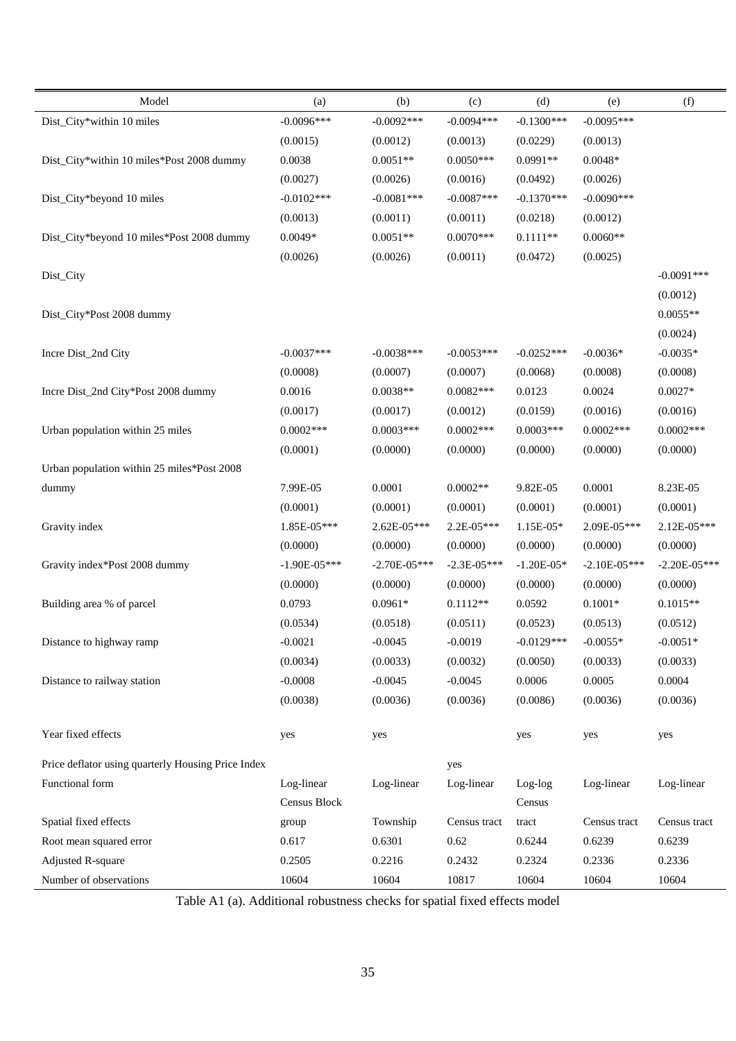| Model | (a) | (b) | (c) | (d) | (e) | (f) |
|---|---|---|---|---|---|---|
| Dist_City*within 10 miles | -0.0096*** | -0.0092*** | -0.0094*** | -0.1300*** | -0.0095*** | |
| | (0.0015) | (0.0012) | (0.0013) | (0.0229) | (0.0013) | |
| Dist_City*within 10 miles*Post 2008 dummy | 0.0038 | 0.0051** | 0.0050*** | 0.0991** | 0.0048* | |
| | (0.0027) | (0.0026) | (0.0016) | (0.0492) | (0.0026) | |
| Dist_City*beyond 10 miles | -0.0102*** | -0.0081*** | -0.0087*** | -0.1370*** | -0.0090*** | |
| | (0.0013) | (0.0011) | (0.0011) | (0.0218) | (0.0012) | |
| Dist_City*beyond 10 miles*Post 2008 dummy | 0.0049* | 0.0051** | 0.0070*** | 0.1111** | 0.0060** | |
| | (0.0026) | (0.0026) | (0.0011) | (0.0472) | (0.0025) | |
| Dist_City | | | | | | -0.0091*** |
| | | | | | | (0.0012) |
| Dist_City*Post 2008 dummy | | | | | | 0.0055** |
| | | | | | | (0.0024) |
| Incre Dist_2nd City | -0.0037*** | -0.0038*** | -0.0053*** | -0.0252*** | -0.0036* | -0.0035* |
| | (0.0008) | (0.0007) | (0.0007) | (0.0068) | (0.0008) | (0.0008) |
| Incre Dist_2nd City*Post 2008 dummy | 0.0016 | 0.0038** | 0.0082*** | 0.0123 | 0.0024 | 0.0027* |
| | (0.0017) | (0.0017) | (0.0012) | (0.0159) | (0.0016) | (0.0016) |
| Urban population within 25 miles | 0.0002*** | 0.0003*** | 0.0002*** | 0.0003*** | 0.0002*** | 0.0002*** |
| | (0.0001) | (0.0000) | (0.0000) | (0.0000) | (0.0000) | (0.0000) |
| Urban population within 25 miles*Post 2008 dummy | 7.99E-05 | 0.0001 | 0.0002** | 9.82E-05 | 0.0001 | 8.23E-05 |
| | (0.0001) | (0.0001) | (0.0001) | (0.0001) | (0.0001) | (0.0001) |
| Gravity index | 1.85E-05*** | 2.62E-05*** | 2.2E-05*** | 1.15E-05* | 2.09E-05*** | 2.12E-05*** |
| | (0.0000) | (0.0000) | (0.0000) | (0.0000) | (0.0000) | (0.0000) |
| Gravity index*Post 2008 dummy | -1.90E-05*** | -2.70E-05*** | -2.3E-05*** | -1.20E-05* | -2.10E-05*** | -2.20E-05*** |
| | (0.0000) | (0.0000) | (0.0000) | (0.0000) | (0.0000) | (0.0000) |
| Building area % of parcel | 0.0793 | 0.0961* | 0.1112** | 0.0592 | 0.1001* | 0.1015** |
| | (0.0534) | (0.0518) | (0.0511) | (0.0523) | (0.0513) | (0.0512) |
| Distance to highway ramp | -0.0021 | -0.0045 | -0.0019 | -0.0129*** | -0.0055* | -0.0051* |
| | (0.0034) | (0.0033) | (0.0032) | (0.0050) | (0.0033) | (0.0033) |
| Distance to railway station | -0.0008 | -0.0045 | -0.0045 | 0.0006 | 0.0005 | 0.0004 |
| | (0.0038) | (0.0036) | (0.0036) | (0.0086) | (0.0036) | (0.0036) |
| Year fixed effects | yes | yes | | yes | yes | yes |
| Price deflator using quarterly Housing Price Index | | | yes | | | |
| Functional form | Log-linear | Log-linear | Log-linear | Log-log | Log-linear | Log-linear |
| Spatial fixed effects | Census Block group | Township | Census tract | Census tract | Census tract | Census tract |
| Root mean squared error | 0.617 | 0.6301 | 0.62 | 0.6244 | 0.6239 | 0.6239 |
| Adjusted R-square | 0.2505 | 0.2216 | 0.2432 | 0.2324 | 0.2336 | 0.2336 |
| Number of observations | 10604 | 10604 | 10817 | 10604 | 10604 | 10604 |

Table A1 (a). Additional robustness checks for spatial fixed effects model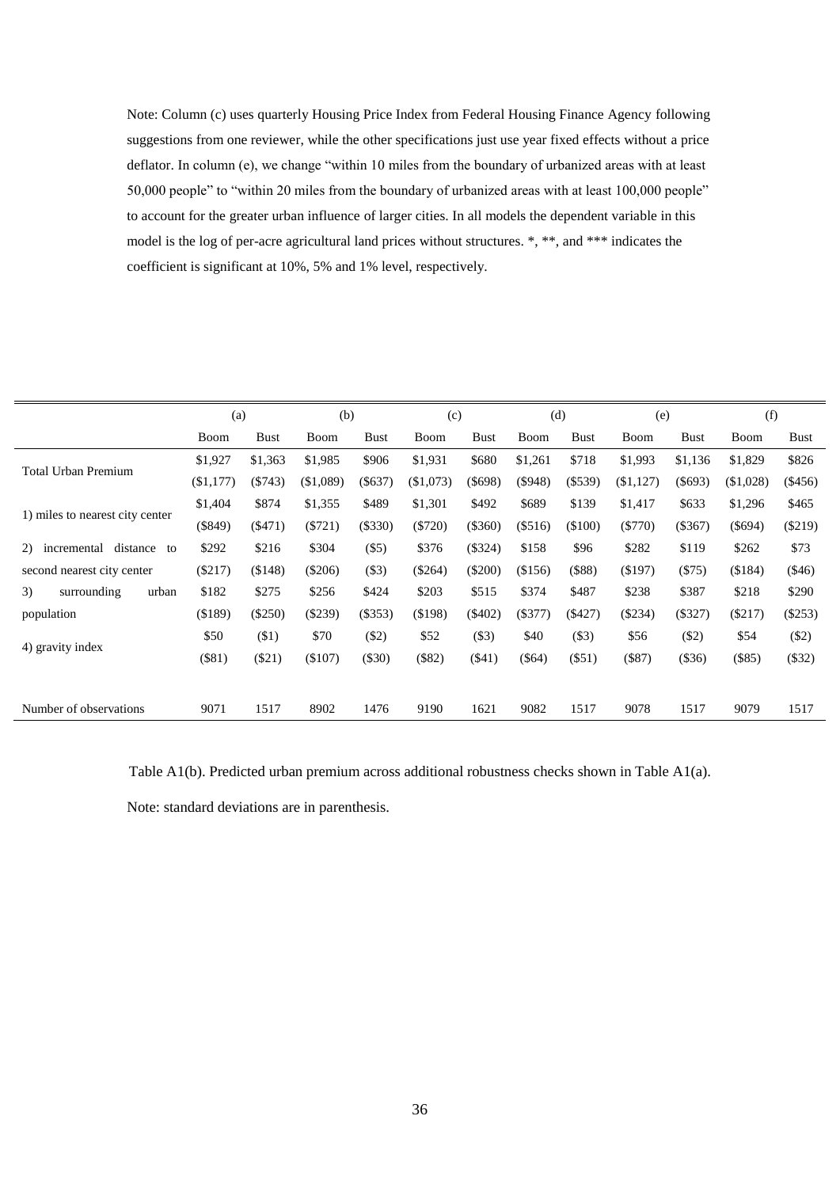Note: Column (c) uses quarterly Housing Price Index from Federal Housing Finance Agency following suggestions from one reviewer, while the other specifications just use year fixed effects without a price deflator. In column (e), we change "within 10 miles from the boundary of urbanized areas with at least 50,000 people" to "within 20 miles from the boundary of urbanized areas with at least 100,000 people" to account for the greater urban influence of larger cities. In all models the dependent variable in this model is the log of per-acre agricultural land prices without structures. *, **, and *** indicates the coefficient is significant at 10%, 5% and 1% level, respectively.

| | (a) | | (b) | | (c) | | (d) | | (e) | | (f) | |
|---|---|---|---|---|---|---|---|---|---|---|---|---|
| | Boom | Bust | Boom | Bust | Boom | Bust | Boom | Bust | Boom | Bust | Boom | Bust |
| Total Urban Premium | $1,927 | $1,363 | $1,985 | $906 | $1,931 | $680 | $1,261 | $718 | $1,993 | $1,136 | $1,829 | $826 |
| | ($1,177) | ($743) | ($1,089) | ($637) | ($1,073) | ($698) | ($948) | ($539) | ($1,127) | ($693) | ($1,028) | ($456) |
| 1) miles to nearest city center | $1,404 | $874 | $1,355 | $489 | $1,301 | $492 | $689 | $139 | $1,417 | $633 | $1,296 | $465 |
| | ($849) | ($471) | ($721) | ($330) | ($720) | ($360) | ($516) | ($100) | ($770) | ($367) | ($694) | ($219) |
| 2) incremental distance to second nearest city center | $292 | $216 | $304 | ($5) | $376 | ($324) | $158 | $96 | $282 | $119 | $262 | $73 |
| | ($217) | ($148) | ($206) | ($3) | ($264) | ($200) | ($156) | ($88) | ($197) | ($75) | ($184) | ($46) |
| 3) surrounding urban population | $182 | $275 | $256 | $424 | $203 | $515 | $374 | $487 | $238 | $387 | $218 | $290 |
| | ($189) | ($250) | ($239) | ($353) | ($198) | ($402) | ($377) | ($427) | ($234) | ($327) | ($217) | ($253) |
| 4) gravity index | $50 | ($1) | $70 | ($2) | $52 | ($3) | $40 | ($3) | $56 | ($2) | $54 | ($2) |
| | ($81) | ($21) | ($107) | ($30) | ($82) | ($41) | ($64) | ($51) | ($87) | ($36) | ($85) | ($32) |
| Number of observations | 9071 | 1517 | 8902 | 1476 | 9190 | 1621 | 9082 | 1517 | 9078 | 1517 | 9079 | 1517 |

Table A1(b). Predicted urban premium across additional robustness checks shown in Table A1(a).

Note: standard deviations are in parenthesis.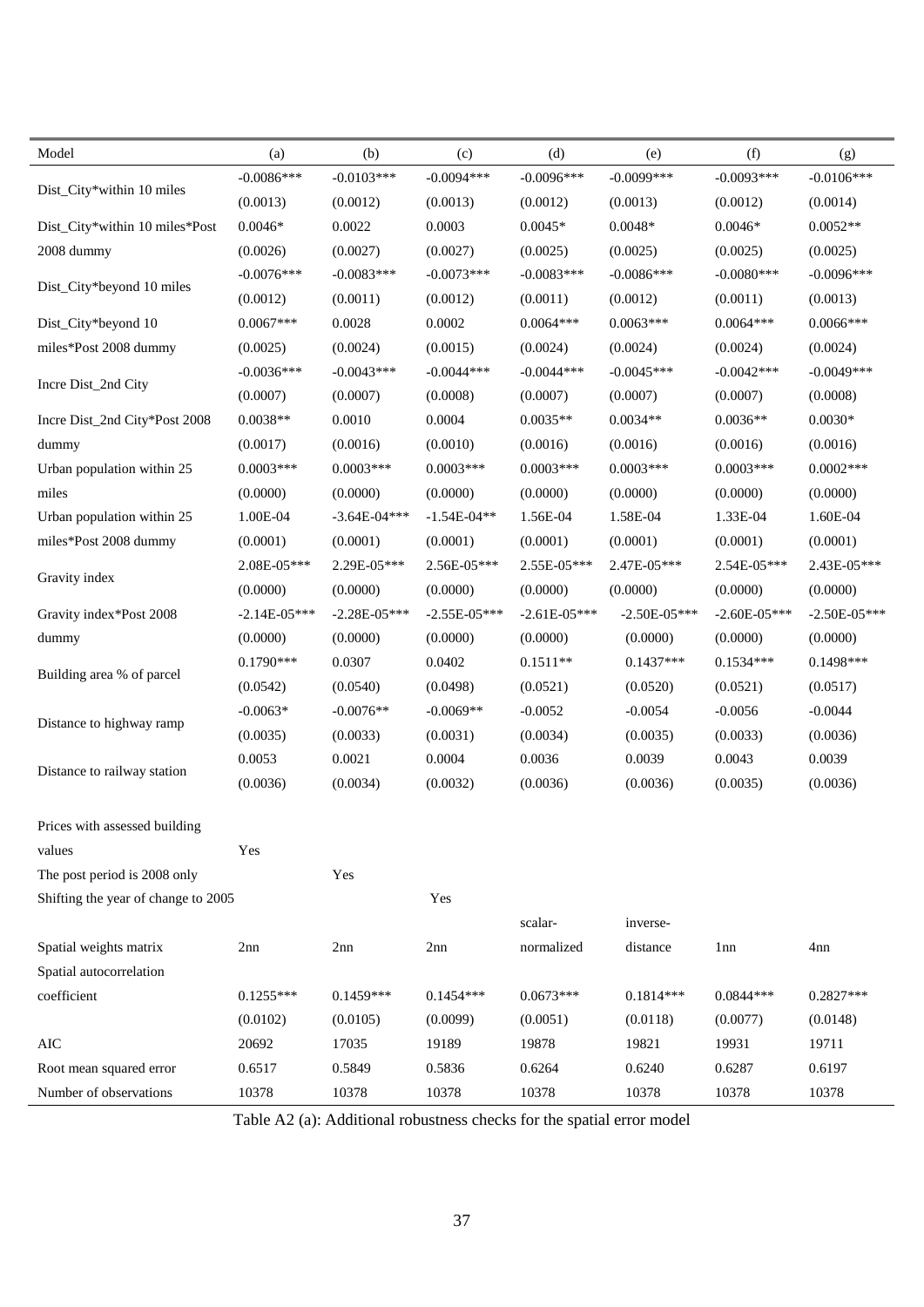| Model | (a) | (b) | (c) | (d) | (e) | (f) | (g) |
|---|---|---|---|---|---|---|---|
| Dist_City*within 10 miles | -0.0086*** | -0.0103*** | -0.0094*** | -0.0096*** | -0.0099*** | -0.0093*** | -0.0106*** |
| | (0.0013) | (0.0012) | (0.0013) | (0.0012) | (0.0013) | (0.0012) | (0.0014) |
| Dist_City*within 10 miles*Post 2008 dummy | 0.0046* | 0.0022 | 0.0003 | 0.0045* | 0.0048* | 0.0046* | 0.0052** |
| | (0.0026) | (0.0027) | (0.0027) | (0.0025) | (0.0025) | (0.0025) | (0.0025) |
| Dist_City*beyond 10 miles | -0.0076*** | -0.0083*** | -0.0073*** | -0.0083*** | -0.0086*** | -0.0080*** | -0.0096*** |
| | (0.0012) | (0.0011) | (0.0012) | (0.0011) | (0.0012) | (0.0011) | (0.0013) |
| Dist_City*beyond 10 miles*Post 2008 dummy | 0.0067*** | 0.0028 | 0.0002 | 0.0064*** | 0.0063*** | 0.0064*** | 0.0066*** |
| | (0.0025) | (0.0024) | (0.0015) | (0.0024) | (0.0024) | (0.0024) | (0.0024) |
| Incre Dist_2nd City | -0.0036*** | -0.0043*** | -0.0044*** | -0.0044*** | -0.0045*** | -0.0042*** | -0.0049*** |
| | (0.0007) | (0.0007) | (0.0008) | (0.0007) | (0.0007) | (0.0007) | (0.0008) |
| Incre Dist_2nd City*Post 2008 dummy | 0.0038** | 0.0010 | 0.0004 | 0.0035** | 0.0034** | 0.0036** | 0.0030* |
| | (0.0017) | (0.0016) | (0.0010) | (0.0016) | (0.0016) | (0.0016) | (0.0016) |
| Urban population within 25 miles | 0.0003*** | 0.0003*** | 0.0003*** | 0.0003*** | 0.0003*** | 0.0003*** | 0.0002*** |
| | (0.0000) | (0.0000) | (0.0000) | (0.0000) | (0.0000) | (0.0000) | (0.0000) |
| Urban population within 25 miles*Post 2008 dummy | 1.00E-04 | -3.64E-04*** | -1.54E-04** | 1.56E-04 | 1.58E-04 | 1.33E-04 | 1.60E-04 |
| | (0.0001) | (0.0001) | (0.0001) | (0.0001) | (0.0001) | (0.0001) | (0.0001) |
| Gravity index | 2.08E-05*** | 2.29E-05*** | 2.56E-05*** | 2.55E-05*** | 2.47E-05*** | 2.54E-05*** | 2.43E-05*** |
| | (0.0000) | (0.0000) | (0.0000) | (0.0000) | (0.0000) | (0.0000) | (0.0000) |
| Gravity index*Post 2008 dummy | -2.14E-05*** | -2.28E-05*** | -2.55E-05*** | -2.61E-05*** | -2.50E-05*** | -2.60E-05*** | -2.50E-05*** |
| | (0.0000) | (0.0000) | (0.0000) | (0.0000) | (0.0000) | (0.0000) | (0.0000) |
| Building area % of parcel | 0.1790*** | 0.0307 | 0.0402 | 0.1511** | 0.1437*** | 0.1534*** | 0.1498*** |
| | (0.0542) | (0.0540) | (0.0498) | (0.0521) | (0.0520) | (0.0521) | (0.0517) |
| Distance to highway ramp | -0.0063* | -0.0076** | -0.0069** | -0.0052 | -0.0054 | -0.0056 | -0.0044 |
| | (0.0035) | (0.0033) | (0.0031) | (0.0034) | (0.0035) | (0.0033) | (0.0036) |
| Distance to railway station | 0.0053 | 0.0021 | 0.0004 | 0.0036 | 0.0039 | 0.0043 | 0.0039 |
| | (0.0036) | (0.0034) | (0.0032) | (0.0036) | (0.0036) | (0.0035) | (0.0036) |
| Prices with assessed building values | Yes | | | | | | |
| The post period is 2008 only | | Yes | | | | | |
| Shifting the year of change to 2005 | | | Yes | | | | |
| Spatial weights matrix | 2nn | 2nn | 2nn | scalar-normalized | inverse-distance | 1nn | 4nn |
| Spatial autocorrelation coefficient | 0.1255*** | 0.1459*** | 0.1454*** | 0.0673*** | 0.1814*** | 0.0844*** | 0.2827*** |
| | (0.0102) | (0.0105) | (0.0099) | (0.0051) | (0.0118) | (0.0077) | (0.0148) |
| AIC | 20692 | 17035 | 19189 | 19878 | 19821 | 19931 | 19711 |
| Root mean squared error | 0.6517 | 0.5849 | 0.5836 | 0.6264 | 0.6240 | 0.6287 | 0.6197 |
| Number of observations | 10378 | 10378 | 10378 | 10378 | 10378 | 10378 | 10378 |

Table A2 (a): Additional robustness checks for the spatial error model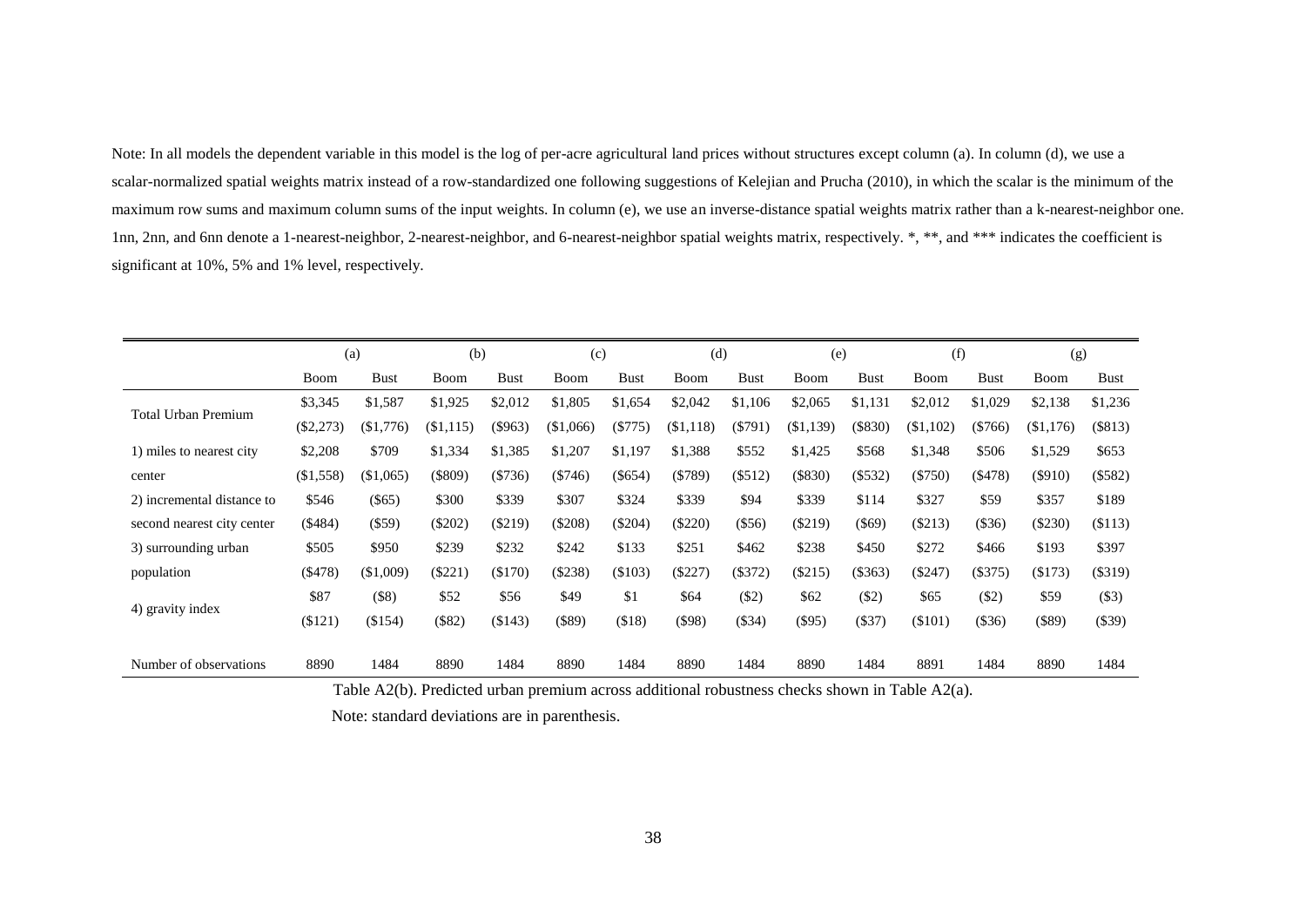Note: In all models the dependent variable in this model is the log of per-acre agricultural land prices without structures except column (a). In column (d), we use a scalar-normalized spatial weights matrix instead of a row-standardized one following suggestions of Kelejian and Prucha (2010), in which the scalar is the minimum of the maximum row sums and maximum column sums of the input weights. In column (e), we use an inverse-distance spatial weights matrix rather than a k-nearest-neighbor one. 1nn, 2nn, and 6nn denote a 1-nearest-neighbor, 2-nearest-neighbor, and 6-nearest-neighbor spatial weights matrix, respectively. *, **, and *** indicates the coefficient is significant at 10%, 5% and 1% level, respectively.

| | (a) | | (b) | | (c) | | (d) | | (e) | | (f) | | (g) | |
|---|---|---|---|---|---|---|---|---|---|---|---|---|---|---|
| | Boom | Bust | Boom | Bust | Boom | Bust | Boom | Bust | Boom | Bust | Boom | Bust | Boom | Bust |
| Total Urban Premium | $3,345 | $1,587 | $1,925 | $2,012 | $1,805 | $1,654 | $2,042 | $1,106 | $2,065 | $1,131 | $2,012 | $1,029 | $2,138 | $1,236 |
| | ($2,273) | ($1,776) | ($1,115) | ($963) | ($1,066) | ($775) | ($1,118) | ($791) | ($1,139) | ($830) | ($1,102) | ($766) | ($1,176) | ($813) |
| 1) miles to nearest city center | $2,208 | $709 | $1,334 | $1,385 | $1,207 | $1,197 | $1,388 | $552 | $1,425 | $568 | $1,348 | $506 | $1,529 | $653 |
| | ($1,558) | ($1,065) | ($809) | ($736) | ($746) | ($654) | ($789) | ($512) | ($830) | ($532) | ($750) | ($478) | ($910) | ($582) |
| 2) incremental distance to second nearest city center | $546 | ($65) | $300 | $339 | $307 | $324 | $339 | $94 | $339 | $114 | $327 | $59 | $357 | $189 |
| | ($484) | ($59) | ($202) | ($219) | ($208) | ($204) | ($220) | ($56) | ($219) | ($69) | ($213) | ($36) | ($230) | ($113) |
| 3) surrounding urban population | $505 | $950 | $239 | $232 | $242 | $133 | $251 | $462 | $238 | $450 | $272 | $466 | $193 | $397 |
| | ($478) | ($1,009) | ($221) | ($170) | ($238) | ($103) | ($227) | ($372) | ($215) | ($363) | ($247) | ($375) | ($173) | ($319) |
| 4) gravity index | $87 | ($8) | $52 | $56 | $49 | $1 | $64 | ($2) | $62 | ($2) | $65 | ($2) | $59 | ($3) |
| | ($121) | ($154) | ($82) | ($143) | ($89) | ($18) | ($98) | ($34) | ($95) | ($37) | ($101) | ($36) | ($89) | ($39) |
| Number of observations | 8890 | 1484 | 8890 | 1484 | 8890 | 1484 | 8890 | 1484 | 8890 | 1484 | 8891 | 1484 | 8890 | 1484 |

Table A2(b). Predicted urban premium across additional robustness checks shown in Table A2(a).

Note: standard deviations are in parenthesis.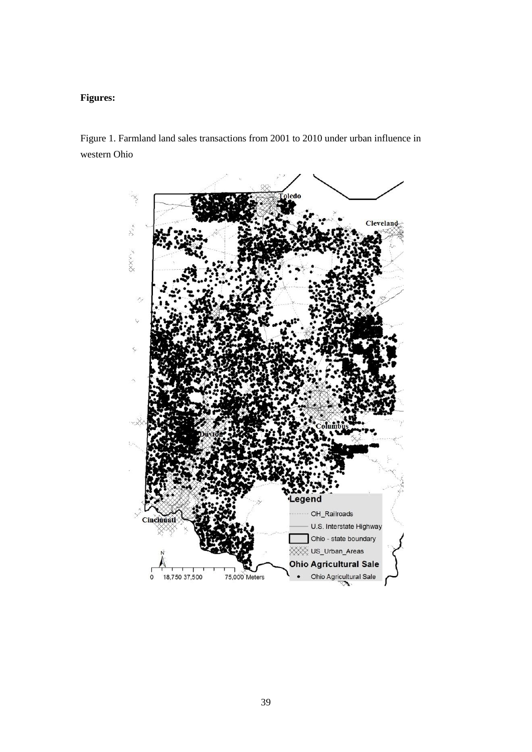**Figures:**

Figure 1. Farmland land sales transactions from 2001 to 2010 under urban influence in western Ohio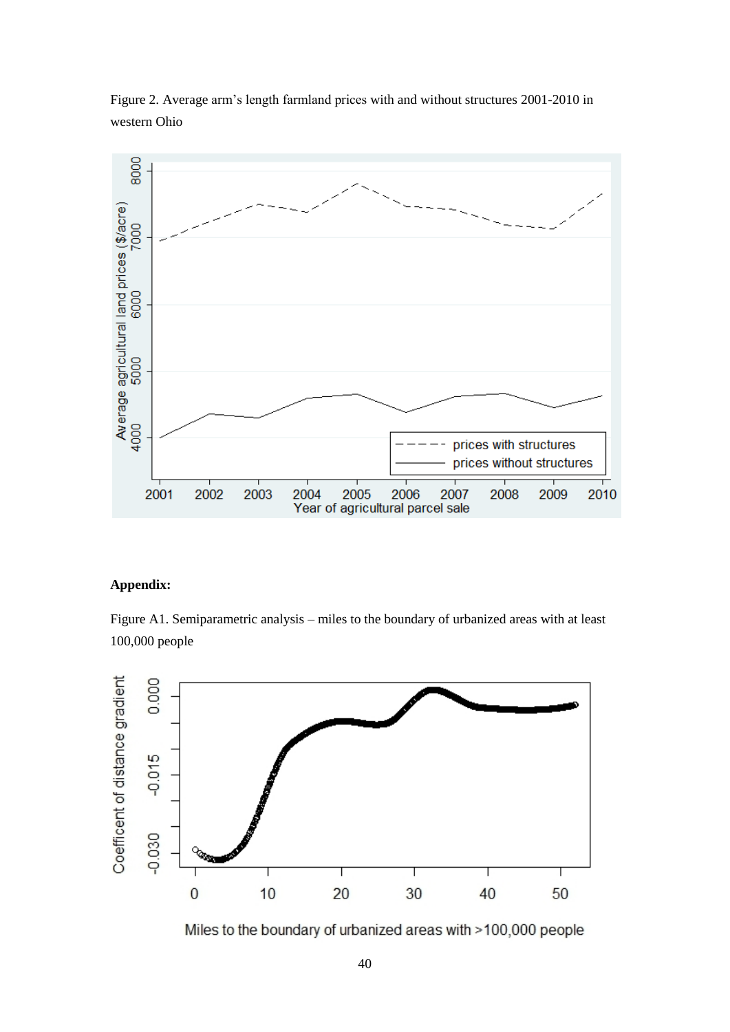Figure 2. Average arm's length farmland prices with and without structures 2001-2010 in western Ohio

**Appendix:**

Figure A1. Semiparametric analysis – miles to the boundary of urbanized areas with at least 100,000 people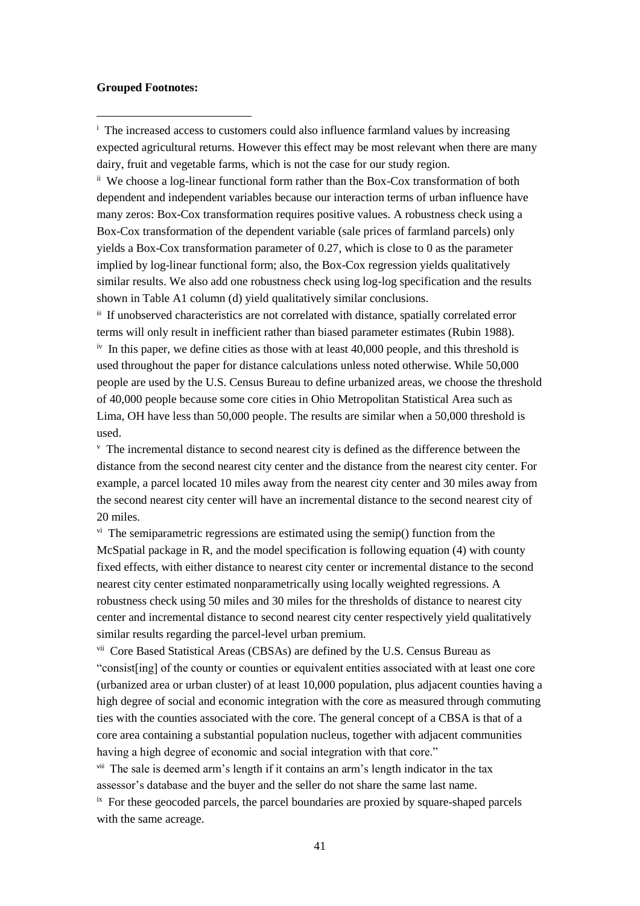**Grouped Footnotes:**

---

[i] The increased access to customers could also influence farmland values by increasing expected agricultural returns. However this effect may be most relevant when there are many dairy, fruit and vegetable farms, which is not the case for our study region.

[ii] We choose a log-linear functional form rather than the Box-Cox transformation of both dependent and independent variables because our interaction terms of urban influence have many zeros: Box-Cox transformation requires positive values. A robustness check using a Box-Cox transformation of the dependent variable (sale prices of farmland parcels) only yields a Box-Cox transformation parameter of 0.27, which is close to 0 as the parameter implied by log-linear functional form; also, the Box-Cox regression yields qualitatively similar results. We also add one robustness check using log-log specification and the results shown in Table A1 column (d) yield qualitatively similar conclusions.

[iii] If unobserved characteristics are not correlated with distance, spatially correlated error terms will only result in inefficient rather than biased parameter estimates (Rubin 1988).

[iv] In this paper, we define cities as those with at least 40,000 people, and this threshold is used throughout the paper for distance calculations unless noted otherwise. While 50,000 people are used by the U.S. Census Bureau to define urbanized areas, we choose the threshold of 40,000 people because some core cities in Ohio Metropolitan Statistical Area such as Lima, OH have less than 50,000 people. The results are similar when a 50,000 threshold is used.

[v] The incremental distance to second nearest city is defined as the difference between the distance from the second nearest city center and the distance from the nearest city center. For example, a parcel located 10 miles away from the nearest city center and 30 miles away from the second nearest city center will have an incremental distance to the second nearest city of 20 miles.

[vi] The semiparametric regressions are estimated using the semip() function from the McSpatial package in R, and the model specification is following equation (4) with county fixed effects, with either distance to nearest city center or incremental distance to the second nearest city center estimated nonparametrically using locally weighted regressions. A robustness check using 50 miles and 30 miles for the thresholds of distance to nearest city center and incremental distance to second nearest city center respectively yield qualitatively similar results regarding the parcel-level urban premium.

[vii] Core Based Statistical Areas (CBSAs) are defined by the U.S. Census Bureau as "consist[ing] of the county or counties or equivalent entities associated with at least one core (urbanized area or urban cluster) of at least 10,000 population, plus adjacent counties having a high degree of social and economic integration with the core as measured through commuting ties with the counties associated with the core. The general concept of a CBSA is that of a core area containing a substantial population nucleus, together with adjacent communities having a high degree of economic and social integration with that core."

[viii] The sale is deemed arm's length if it contains an arm's length indicator in the tax assessor's database and the buyer and the seller do not share the same last name.

[ix] For these geocoded parcels, the parcel boundaries are proxied by square-shaped parcels with the same acreage.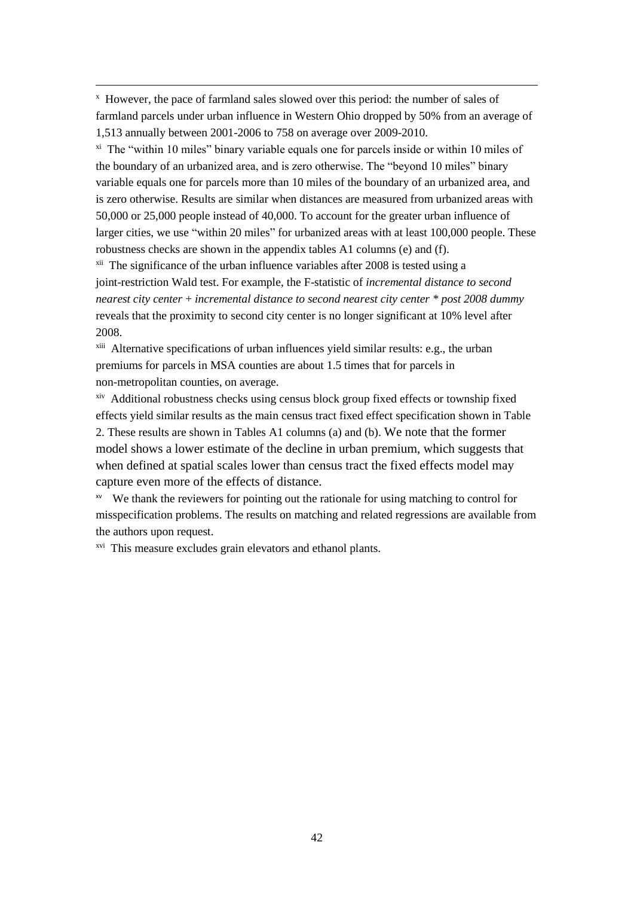[x] However, the pace of farmland sales slowed over this period: the number of sales of farmland parcels under urban influence in Western Ohio dropped by 50% from an average of 1,513 annually between 2001-2006 to 758 on average over 2009-2010.

[xi] The "within 10 miles" binary variable equals one for parcels inside or within 10 miles of the boundary of an urbanized area, and is zero otherwise. The "beyond 10 miles" binary variable equals one for parcels more than 10 miles of the boundary of an urbanized area, and is zero otherwise. Results are similar when distances are measured from urbanized areas with 50,000 or 25,000 people instead of 40,000. To account for the greater urban influence of larger cities, we use "within 20 miles" for urbanized areas with at least 100,000 people. These robustness checks are shown in the appendix tables A1 columns (e) and (f).

[xii] The significance of the urban influence variables after 2008 is tested using a joint-restriction Wald test. For example, the F-statistic of *incremental distance to second nearest city center* + *incremental distance to second nearest city center* * *post 2008 dummy* reveals that the proximity to second city center is no longer significant at 10% level after 2008.

[xiii] Alternative specifications of urban influences yield similar results: e.g., the urban premiums for parcels in MSA counties are about 1.5 times that for parcels in non-metropolitan counties, on average.

[xiv] Additional robustness checks using census block group fixed effects or township fixed effects yield similar results as the main census tract fixed effect specification shown in Table 2. These results are shown in Tables A1 columns (a) and (b). We note that the former model shows a lower estimate of the decline in urban premium, which suggests that when defined at spatial scales lower than census tract the fixed effects model may capture even more of the effects of distance.

[xv] We thank the reviewers for pointing out the rationale for using matching to control for misspecification problems. The results on matching and related regressions are available from the authors upon request.

[xvi] This measure excludes grain elevators and ethanol plants.